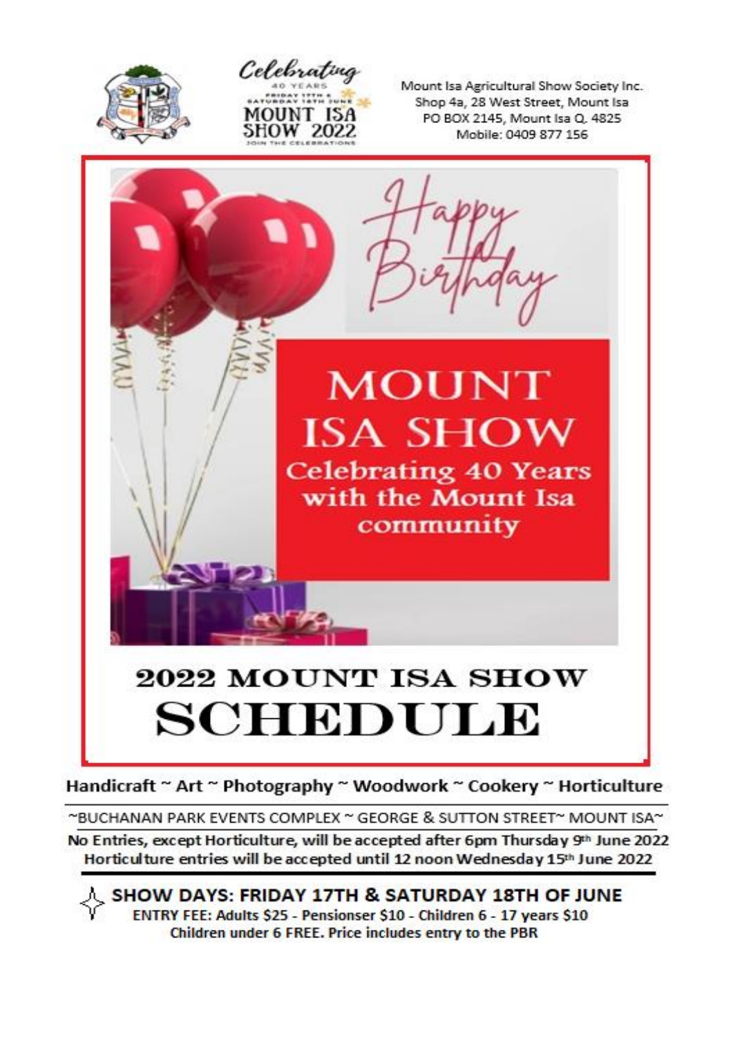Celebrating 40 YEARS FRIDAY 17TH & SATURDAY 18TH JUNE MOUNT ISA SHOW 2022 JOIN THE CELEBRATIONS

Mount Isa Agricultural Show Society Inc.
Shop 4a, 28 West Street, Mount Isa
PO BOX 2145, Mount Isa Q. 4825
Mobile: 0409 877 156

Happy Birthday

# MOUNT ISA SHOW

Celebrating 40 Years with the Mount Isa community

# 2022 MOUNT ISA SHOW SCHEDULE

**Handicraft ~ Art ~ Photography ~ Woodwork ~ Cookery ~ Horticulture**

~BUCHANAN PARK EVENTS COMPLEX ~ GEORGE & SUTTON STREET~ MOUNT ISA~

**No Entries, except Horticulture, will be accepted after 6pm Thursday 9th June 2022**
**Horticulture entries will be accepted until 12 noon Wednesday 15th June 2022**

## SHOW DAYS: FRIDAY 17TH & SATURDAY 18TH OF JUNE

**ENTRY FEE: Adults $25 - Pensionser $10 - Children 6 - 17 years $10**
**Children under 6 FREE. Price includes entry to the PBR**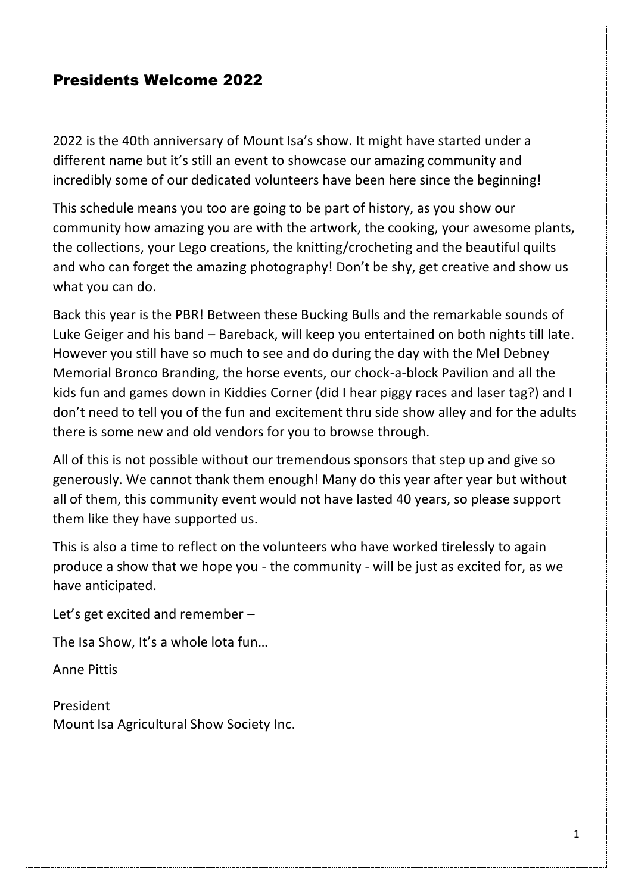## Presidents Welcome 2022

2022 is the 40th anniversary of Mount Isa's show. It might have started under a different name but it's still an event to showcase our amazing community and incredibly some of our dedicated volunteers have been here since the beginning!

This schedule means you too are going to be part of history, as you show our community how amazing you are with the artwork, the cooking, your awesome plants, the collections, your Lego creations, the knitting/crocheting and the beautiful quilts and who can forget the amazing photography! Don't be shy, get creative and show us what you can do.

Back this year is the PBR! Between these Bucking Bulls and the remarkable sounds of Luke Geiger and his band – Bareback, will keep you entertained on both nights till late. However you still have so much to see and do during the day with the Mel Debney Memorial Bronco Branding, the horse events, our chock-a-block Pavilion and all the kids fun and games down in Kiddies Corner (did I hear piggy races and laser tag?) and I don't need to tell you of the fun and excitement thru side show alley and for the adults there is some new and old vendors for you to browse through.

All of this is not possible without our tremendous sponsors that step up and give so generously. We cannot thank them enough! Many do this year after year but without all of them, this community event would not have lasted 40 years, so please support them like they have supported us.

This is also a time to reflect on the volunteers who have worked tirelessly to again produce a show that we hope you - the community - will be just as excited for, as we have anticipated.

Let's get excited and remember –

The Isa Show, It's a whole lota fun…

Anne Pittis

President
Mount Isa Agricultural Show Society Inc.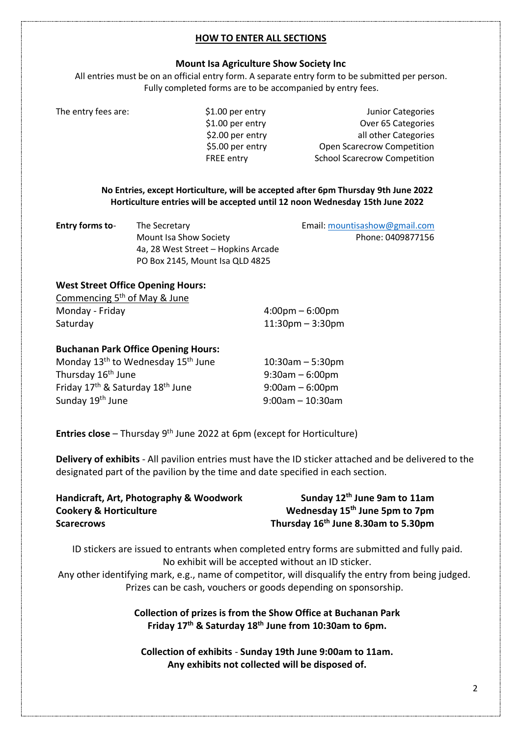## HOW TO ENTER ALL SECTIONS

**Mount Isa Agriculture Show Society Inc**

All entries must be on an official entry form. A separate entry form to be submitted per person. Fully completed forms are to be accompanied by entry fees.

The entry fees are:

| | |
|---|---|
| $1.00 per entry | Junior Categories |
| $1.00 per entry | Over 65 Categories |
| $2.00 per entry | all other Categories |
| $5.00 per entry | Open Scarecrow Competition |
| FREE entry | School Scarecrow Competition |

**No Entries, except Horticulture, will be accepted after 6pm Thursday 9th June 2022**
**Horticulture entries will be accepted until 12 noon Wednesday 15th June 2022**

**Entry forms to**- The Secretary
Mount Isa Show Society
4a, 28 West Street – Hopkins Arcade
PO Box 2145, Mount Isa QLD 4825

Email: mountisashow@gmail.com
Phone: 0409877156

**West Street Office Opening Hours:**

Commencing 5th of May & June

| | |
|---|---|
| Monday - Friday | 4:00pm – 6:00pm |
| Saturday | 11:30pm – 3:30pm |

**Buchanan Park Office Opening Hours:**

| | |
|---|---|
| Monday 13th to Wednesday 15th June | 10:30am – 5:30pm |
| Thursday 16th June | 9:30am – 6:00pm |
| Friday 17th & Saturday 18th June | 9:00am – 6:00pm |
| Sunday 19th June | 9:00am – 10:30am |

**Entries close** – Thursday 9th June 2022 at 6pm (except for Horticulture)

**Delivery of exhibits** - All pavilion entries must have the ID sticker attached and be delivered to the designated part of the pavilion by the time and date specified in each section.

| | |
|---|---|
| **Handicraft, Art, Photography & Woodwork** | **Sunday 12th June 9am to 11am** |
| **Cookery & Horticulture** | **Wednesday 15th June 5pm to 7pm** |
| **Scarecrows** | **Thursday 16th June 8.30am to 5.30pm** |

ID stickers are issued to entrants when completed entry forms are submitted and fully paid.
No exhibit will be accepted without an ID sticker.
Any other identifying mark, e.g., name of competitor, will disqualify the entry from being judged.
Prizes can be cash, vouchers or goods depending on sponsorship.

**Collection of prizes is from the Show Office at Buchanan Park**
**Friday 17th & Saturday 18th June from 10:30am to 6pm.**

**Collection of exhibits** - **Sunday 19th June 9:00am to 11am.**
**Any exhibits not collected will be disposed of.**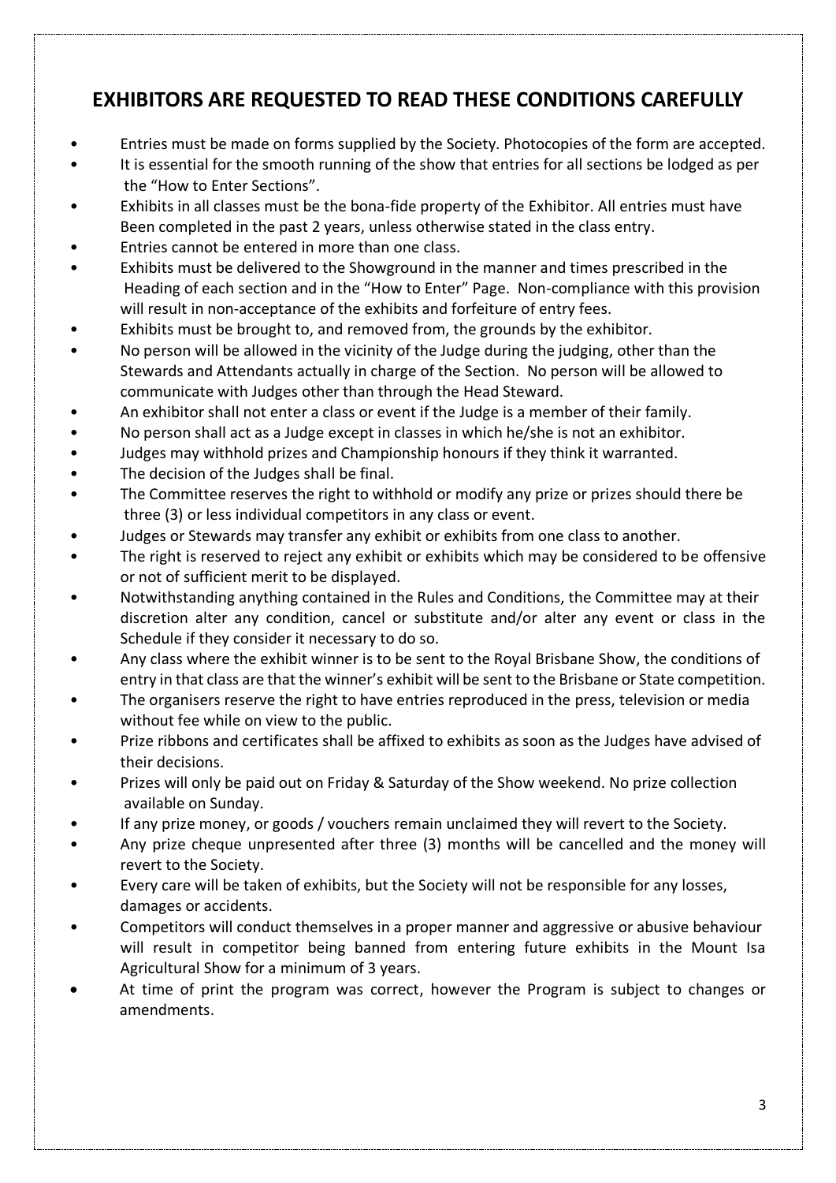## EXHIBITORS ARE REQUESTED TO READ THESE CONDITIONS CAREFULLY

- Entries must be made on forms supplied by the Society. Photocopies of the form are accepted.
- It is essential for the smooth running of the show that entries for all sections be lodged as per the "How to Enter Sections".
- Exhibits in all classes must be the bona-fide property of the Exhibitor. All entries must have Been completed in the past 2 years, unless otherwise stated in the class entry.
- Entries cannot be entered in more than one class.
- Exhibits must be delivered to the Showground in the manner and times prescribed in the Heading of each section and in the "How to Enter" Page. Non-compliance with this provision will result in non-acceptance of the exhibits and forfeiture of entry fees.
- Exhibits must be brought to, and removed from, the grounds by the exhibitor.
- No person will be allowed in the vicinity of the Judge during the judging, other than the Stewards and Attendants actually in charge of the Section. No person will be allowed to communicate with Judges other than through the Head Steward.
- An exhibitor shall not enter a class or event if the Judge is a member of their family.
- No person shall act as a Judge except in classes in which he/she is not an exhibitor.
- Judges may withhold prizes and Championship honours if they think it warranted.
- The decision of the Judges shall be final.
- The Committee reserves the right to withhold or modify any prize or prizes should there be three (3) or less individual competitors in any class or event.
- Judges or Stewards may transfer any exhibit or exhibits from one class to another.
- The right is reserved to reject any exhibit or exhibits which may be considered to be offensive or not of sufficient merit to be displayed.
- Notwithstanding anything contained in the Rules and Conditions, the Committee may at their discretion alter any condition, cancel or substitute and/or alter any event or class in the Schedule if they consider it necessary to do so.
- Any class where the exhibit winner is to be sent to the Royal Brisbane Show, the conditions of entry in that class are that the winner's exhibit will be sent to the Brisbane or State competition.
- The organisers reserve the right to have entries reproduced in the press, television or media without fee while on view to the public.
- Prize ribbons and certificates shall be affixed to exhibits as soon as the Judges have advised of their decisions.
- Prizes will only be paid out on Friday & Saturday of the Show weekend. No prize collection available on Sunday.
- If any prize money, or goods / vouchers remain unclaimed they will revert to the Society.
- Any prize cheque unpresented after three (3) months will be cancelled and the money will revert to the Society.
- Every care will be taken of exhibits, but the Society will not be responsible for any losses, damages or accidents.
- Competitors will conduct themselves in a proper manner and aggressive or abusive behaviour will result in competitor being banned from entering future exhibits in the Mount Isa Agricultural Show for a minimum of 3 years.
- At time of print the program was correct, however the Program is subject to changes or amendments.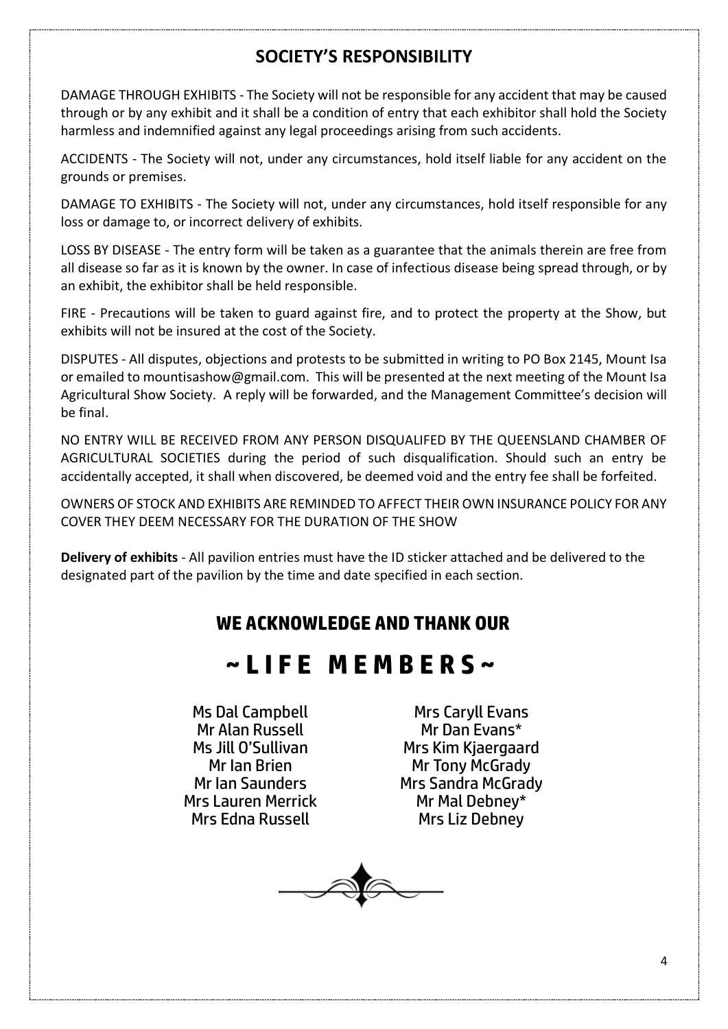## SOCIETY'S RESPONSIBILITY

DAMAGE THROUGH EXHIBITS - The Society will not be responsible for any accident that may be caused through or by any exhibit and it shall be a condition of entry that each exhibitor shall hold the Society harmless and indemnified against any legal proceedings arising from such accidents.

ACCIDENTS - The Society will not, under any circumstances, hold itself liable for any accident on the grounds or premises.

DAMAGE TO EXHIBITS - The Society will not, under any circumstances, hold itself responsible for any loss or damage to, or incorrect delivery of exhibits.

LOSS BY DISEASE - The entry form will be taken as a guarantee that the animals therein are free from all disease so far as it is known by the owner. In case of infectious disease being spread through, or by an exhibit, the exhibitor shall be held responsible.

FIRE - Precautions will be taken to guard against fire, and to protect the property at the Show, but exhibits will not be insured at the cost of the Society.

DISPUTES - All disputes, objections and protests to be submitted in writing to PO Box 2145, Mount Isa or emailed to mountisashow@gmail.com. This will be presented at the next meeting of the Mount Isa Agricultural Show Society. A reply will be forwarded, and the Management Committee's decision will be final.

NO ENTRY WILL BE RECEIVED FROM ANY PERSON DISQUALIFED BY THE QUEENSLAND CHAMBER OF AGRICULTURAL SOCIETIES during the period of such disqualification. Should such an entry be accidentally accepted, it shall when discovered, be deemed void and the entry fee shall be forfeited.

OWNERS OF STOCK AND EXHIBITS ARE REMINDED TO AFFECT THEIR OWN INSURANCE POLICY FOR ANY COVER THEY DEEM NECESSARY FOR THE DURATION OF THE SHOW

**Delivery of exhibits** - All pavilion entries must have the ID sticker attached and be delivered to the designated part of the pavilion by the time and date specified in each section.

## WE ACKNOWLEDGE AND THANK OUR

# ~ LIFE MEMBERS ~

Ms Dal Campbell
Mr Alan Russell
Ms Jill O'Sullivan
Mr Ian Brien
Mr Ian Saunders
Mrs Lauren Merrick
Mrs Edna Russell
Mrs Caryll Evans
Mr Dan Evans*
Mrs Kim Kjaergaard
Mr Tony McGrady
Mrs Sandra McGrady
Mr Mal Debney*
Mrs Liz Debney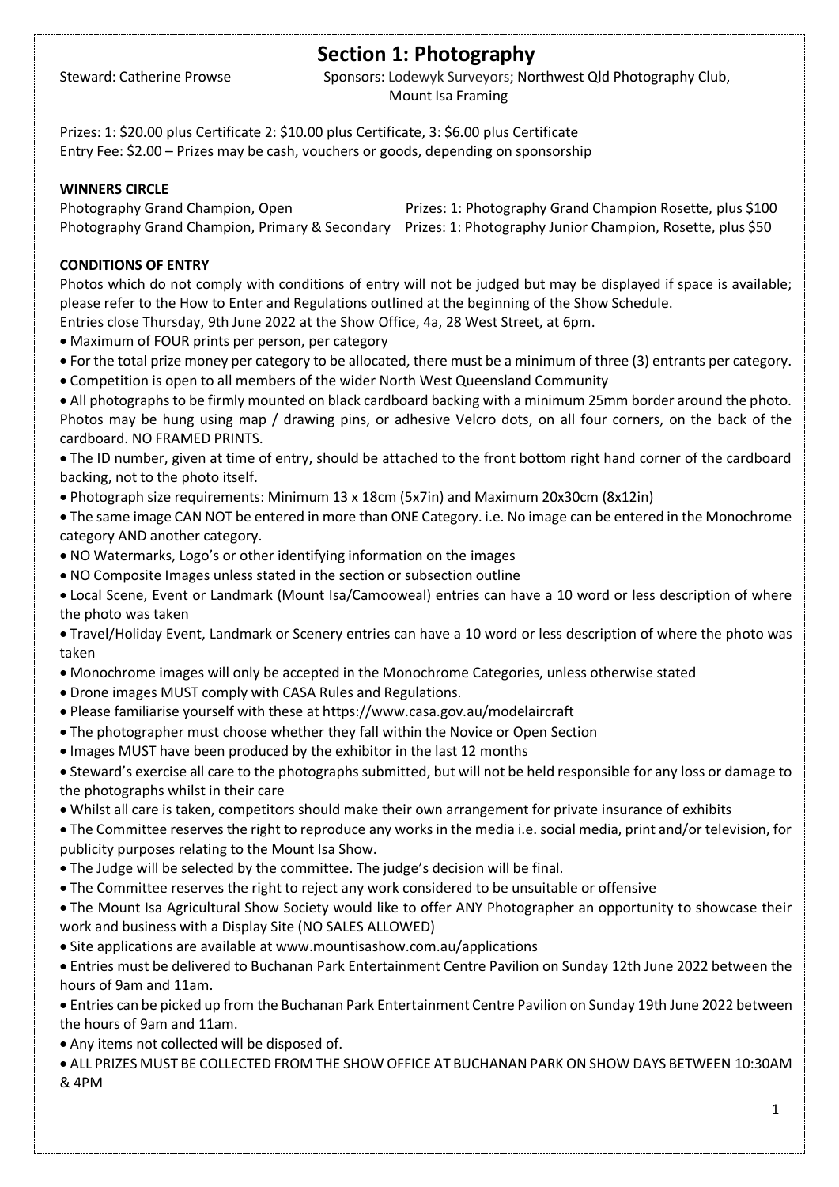# Section 1: Photography

Steward: Catherine Prowse

Sponsors: Lodewyk Surveyors; Northwest Qld Photography Club, Mount Isa Framing

Prizes: 1: $20.00 plus Certificate 2: $10.00 plus Certificate, 3: $6.00 plus Certificate
Entry Fee: $2.00 – Prizes may be cash, vouchers or goods, depending on sponsorship

**WINNERS CIRCLE**

| | |
|---|---|
| Photography Grand Champion, Open | Prizes: 1: Photography Grand Champion Rosette, plus $100 |
| Photography Grand Champion, Primary & Secondary | Prizes: 1: Photography Junior Champion, Rosette, plus $50 |

**CONDITIONS OF ENTRY**

Photos which do not comply with conditions of entry will not be judged but may be displayed if space is available; please refer to the How to Enter and Regulations outlined at the beginning of the Show Schedule.

Entries close Thursday, 9th June 2022 at the Show Office, 4a, 28 West Street, at 6pm.

- Maximum of FOUR prints per person, per category
- For the total prize money per category to be allocated, there must be a minimum of three (3) entrants per category.
- Competition is open to all members of the wider North West Queensland Community
- All photographs to be firmly mounted on black cardboard backing with a minimum 25mm border around the photo. Photos may be hung using map / drawing pins, or adhesive Velcro dots, on all four corners, on the back of the cardboard. NO FRAMED PRINTS.
- The ID number, given at time of entry, should be attached to the front bottom right hand corner of the cardboard backing, not to the photo itself.
- Photograph size requirements: Minimum 13 x 18cm (5x7in) and Maximum 20x30cm (8x12in)
- The same image CAN NOT be entered in more than ONE Category. i.e. No image can be entered in the Monochrome category AND another category.
- NO Watermarks, Logo's or other identifying information on the images
- NO Composite Images unless stated in the section or subsection outline
- Local Scene, Event or Landmark (Mount Isa/Camooweal) entries can have a 10 word or less description of where the photo was taken
- Travel/Holiday Event, Landmark or Scenery entries can have a 10 word or less description of where the photo was taken
- Monochrome images will only be accepted in the Monochrome Categories, unless otherwise stated
- Drone images MUST comply with CASA Rules and Regulations.
- Please familiarise yourself with these at https://www.casa.gov.au/modelaircraft
- The photographer must choose whether they fall within the Novice or Open Section
- Images MUST have been produced by the exhibitor in the last 12 months
- Steward's exercise all care to the photographs submitted, but will not be held responsible for any loss or damage to the photographs whilst in their care
- Whilst all care is taken, competitors should make their own arrangement for private insurance of exhibits
- The Committee reserves the right to reproduce any works in the media i.e. social media, print and/or television, for publicity purposes relating to the Mount Isa Show.
- The Judge will be selected by the committee. The judge's decision will be final.
- The Committee reserves the right to reject any work considered to be unsuitable or offensive
- The Mount Isa Agricultural Show Society would like to offer ANY Photographer an opportunity to showcase their work and business with a Display Site (NO SALES ALLOWED)
- Site applications are available at www.mountisashow.com.au/applications
- Entries must be delivered to Buchanan Park Entertainment Centre Pavilion on Sunday 12th June 2022 between the hours of 9am and 11am.
- Entries can be picked up from the Buchanan Park Entertainment Centre Pavilion on Sunday 19th June 2022 between the hours of 9am and 11am.
- Any items not collected will be disposed of.
- ALL PRIZES MUST BE COLLECTED FROM THE SHOW OFFICE AT BUCHANAN PARK ON SHOW DAYS BETWEEN 10:30AM & 4PM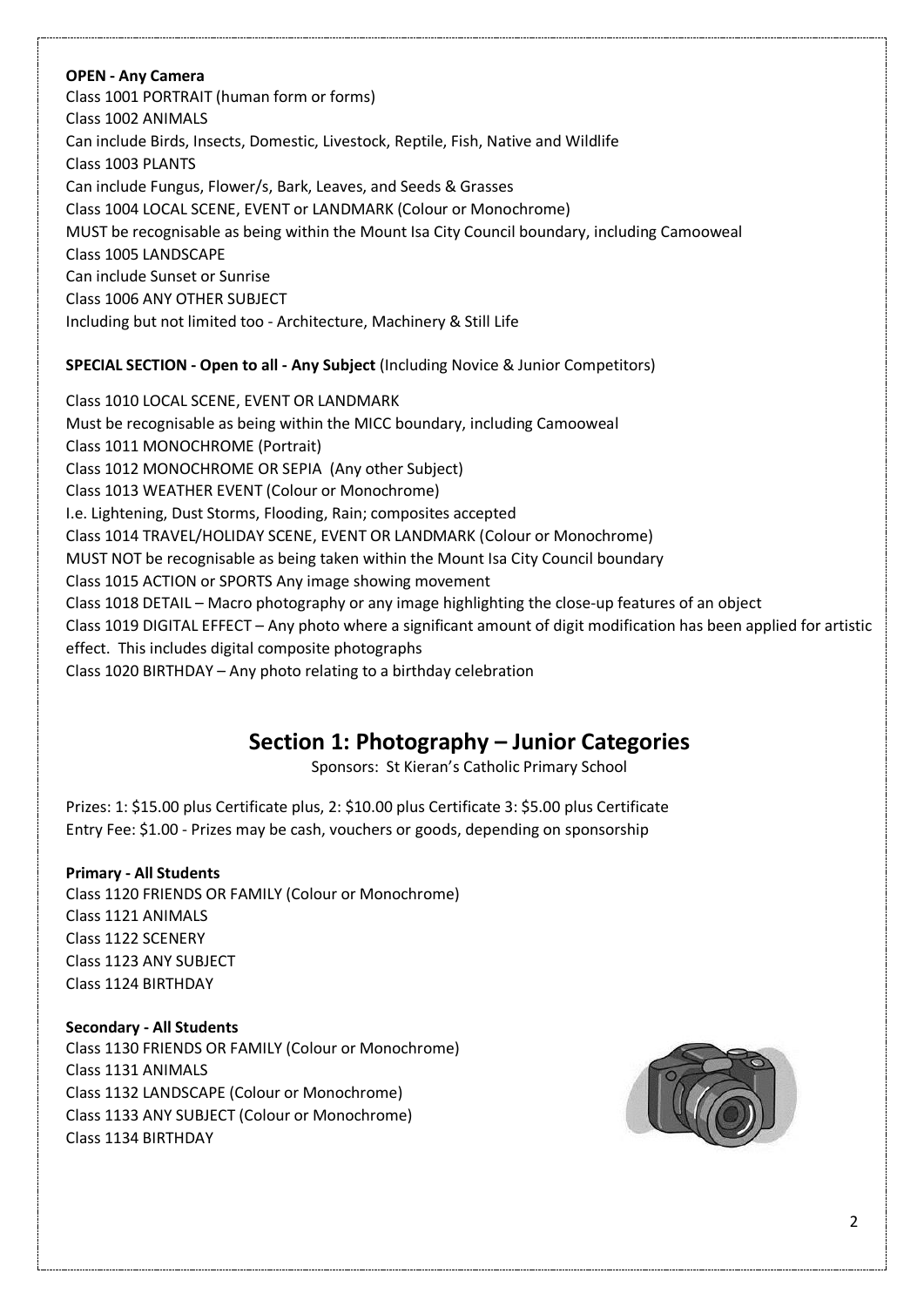**OPEN - Any Camera**

Class 1001 PORTRAIT (human form or forms)
Class 1002 ANIMALS
Can include Birds, Insects, Domestic, Livestock, Reptile, Fish, Native and Wildlife
Class 1003 PLANTS
Can include Fungus, Flower/s, Bark, Leaves, and Seeds & Grasses
Class 1004 LOCAL SCENE, EVENT or LANDMARK (Colour or Monochrome)
MUST be recognisable as being within the Mount Isa City Council boundary, including Camooweal
Class 1005 LANDSCAPE
Can include Sunset or Sunrise
Class 1006 ANY OTHER SUBJECT
Including but not limited too - Architecture, Machinery & Still Life

**SPECIAL SECTION - Open to all - Any Subject** (Including Novice & Junior Competitors)

Class 1010 LOCAL SCENE, EVENT OR LANDMARK
Must be recognisable as being within the MICC boundary, including Camooweal
Class 1011 MONOCHROME (Portrait)
Class 1012 MONOCHROME OR SEPIA (Any other Subject)
Class 1013 WEATHER EVENT (Colour or Monochrome)
I.e. Lightening, Dust Storms, Flooding, Rain; composites accepted
Class 1014 TRAVEL/HOLIDAY SCENE, EVENT OR LANDMARK (Colour or Monochrome)
MUST NOT be recognisable as being taken within the Mount Isa City Council boundary
Class 1015 ACTION or SPORTS Any image showing movement
Class 1018 DETAIL – Macro photography or any image highlighting the close-up features of an object
Class 1019 DIGITAL EFFECT – Any photo where a significant amount of digit modification has been applied for artistic effect. This includes digital composite photographs
Class 1020 BIRTHDAY – Any photo relating to a birthday celebration

## Section 1: Photography – Junior Categories

Sponsors: St Kieran's Catholic Primary School

Prizes: 1: $15.00 plus Certificate plus, 2: $10.00 plus Certificate 3: $5.00 plus Certificate
Entry Fee: $1.00 - Prizes may be cash, vouchers or goods, depending on sponsorship

**Primary - All Students**

Class 1120 FRIENDS OR FAMILY (Colour or Monochrome)
Class 1121 ANIMALS
Class 1122 SCENERY
Class 1123 ANY SUBJECT
Class 1124 BIRTHDAY

**Secondary - All Students**

Class 1130 FRIENDS OR FAMILY (Colour or Monochrome)
Class 1131 ANIMALS
Class 1132 LANDSCAPE (Colour or Monochrome)
Class 1133 ANY SUBJECT (Colour or Monochrome)
Class 1134 BIRTHDAY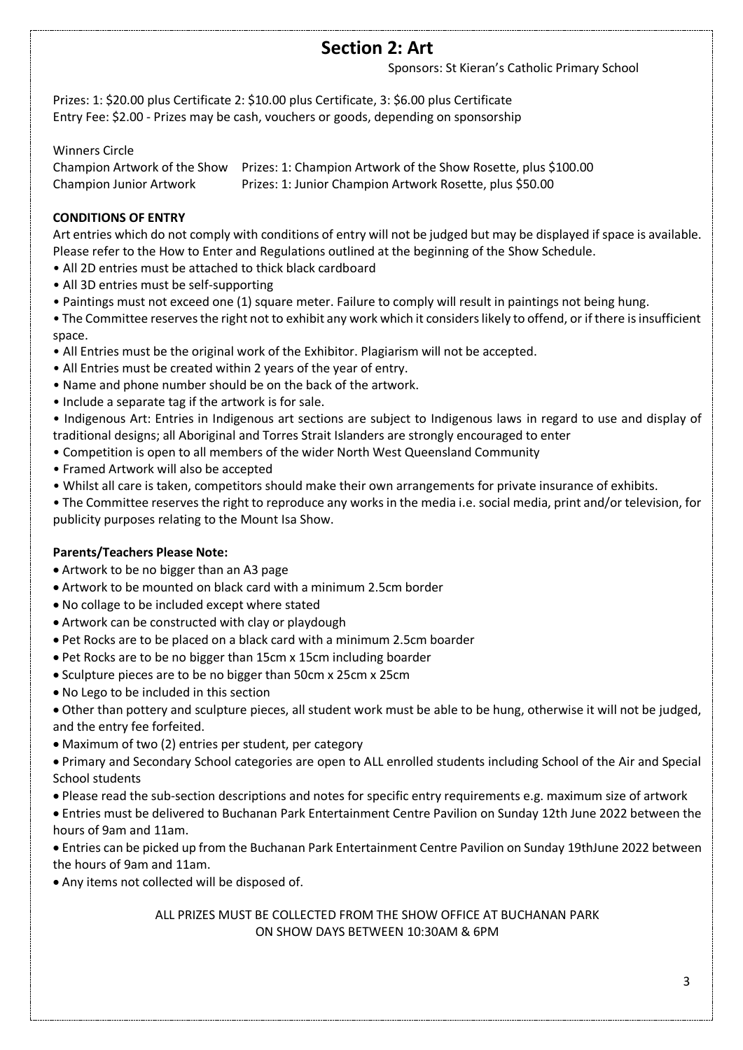## Section 2: Art

Sponsors: St Kieran's Catholic Primary School

Prizes: 1: $20.00 plus Certificate 2: $10.00 plus Certificate, 3: $6.00 plus Certificate
Entry Fee: $2.00 - Prizes may be cash, vouchers or goods, depending on sponsorship

Winners Circle

Champion Artwork of the Show Prizes: 1: Champion Artwork of the Show Rosette, plus $100.00
Champion Junior Artwork Prizes: 1: Junior Champion Artwork Rosette, plus $50.00

**CONDITIONS OF ENTRY**

Art entries which do not comply with conditions of entry will not be judged but may be displayed if space is available. Please refer to the How to Enter and Regulations outlined at the beginning of the Show Schedule.

- All 2D entries must be attached to thick black cardboard
- All 3D entries must be self-supporting
- Paintings must not exceed one (1) square meter. Failure to comply will result in paintings not being hung.
- The Committee reserves the right not to exhibit any work which it considers likely to offend, or if there is insufficient space.
- All Entries must be the original work of the Exhibitor. Plagiarism will not be accepted.
- All Entries must be created within 2 years of the year of entry.
- Name and phone number should be on the back of the artwork.
- Include a separate tag if the artwork is for sale.
- Indigenous Art: Entries in Indigenous art sections are subject to Indigenous laws in regard to use and display of traditional designs; all Aboriginal and Torres Strait Islanders are strongly encouraged to enter
- Competition is open to all members of the wider North West Queensland Community
- Framed Artwork will also be accepted
- Whilst all care is taken, competitors should make their own arrangements for private insurance of exhibits.
- The Committee reserves the right to reproduce any works in the media i.e. social media, print and/or television, for publicity purposes relating to the Mount Isa Show.

**Parents/Teachers Please Note:**

- Artwork to be no bigger than an A3 page
- Artwork to be mounted on black card with a minimum 2.5cm border
- No collage to be included except where stated
- Artwork can be constructed with clay or playdough
- Pet Rocks are to be placed on a black card with a minimum 2.5cm boarder
- Pet Rocks are to be no bigger than 15cm x 15cm including boarder
- Sculpture pieces are to be no bigger than 50cm x 25cm x 25cm
- No Lego to be included in this section
- Other than pottery and sculpture pieces, all student work must be able to be hung, otherwise it will not be judged, and the entry fee forfeited.
- Maximum of two (2) entries per student, per category
- Primary and Secondary School categories are open to ALL enrolled students including School of the Air and Special School students
- Please read the sub-section descriptions and notes for specific entry requirements e.g. maximum size of artwork
- Entries must be delivered to Buchanan Park Entertainment Centre Pavilion on Sunday 12th June 2022 between the hours of 9am and 11am.
- Entries can be picked up from the Buchanan Park Entertainment Centre Pavilion on Sunday 19thJune 2022 between the hours of 9am and 11am.
- Any items not collected will be disposed of.

ALL PRIZES MUST BE COLLECTED FROM THE SHOW OFFICE AT BUCHANAN PARK ON SHOW DAYS BETWEEN 10:30AM & 6PM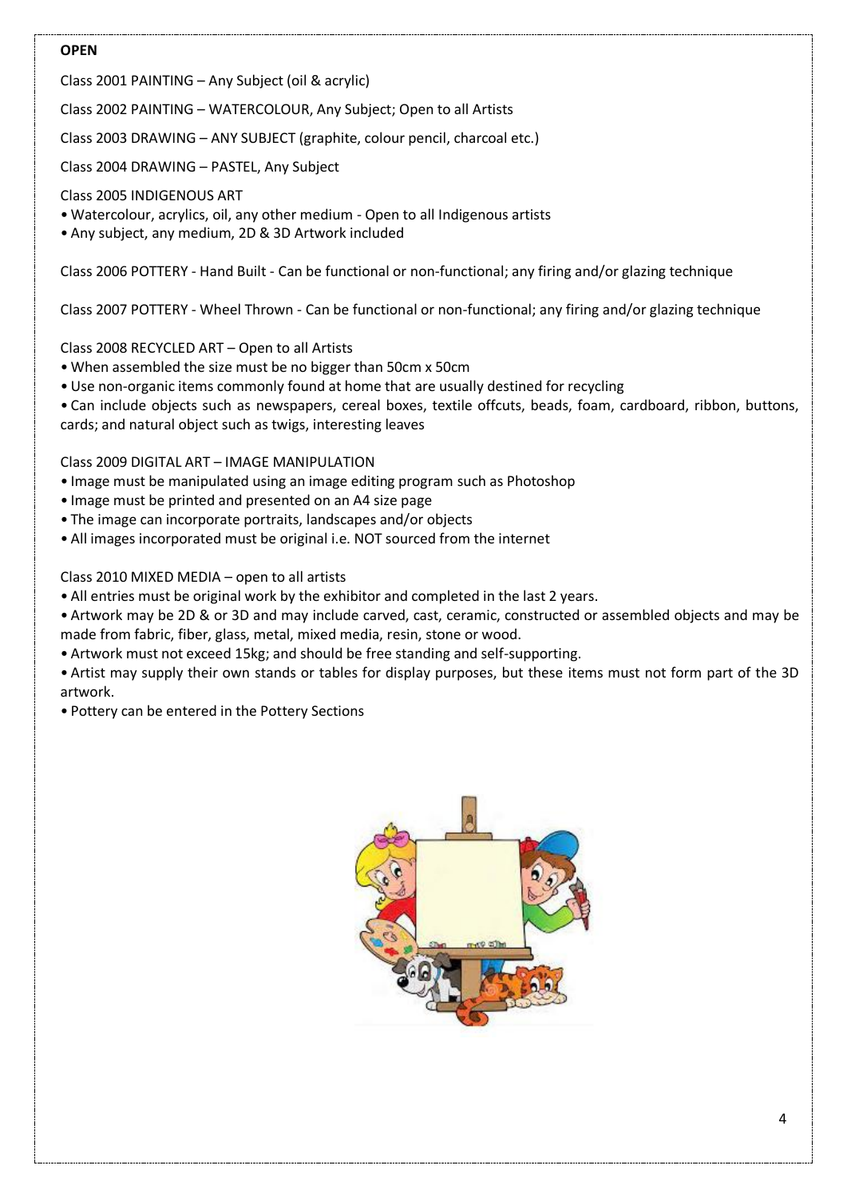**OPEN**

Class 2001 PAINTING – Any Subject (oil & acrylic)

Class 2002 PAINTING – WATERCOLOUR, Any Subject; Open to all Artists

Class 2003 DRAWING – ANY SUBJECT (graphite, colour pencil, charcoal etc.)

Class 2004 DRAWING – PASTEL, Any Subject

Class 2005 INDIGENOUS ART

- Watercolour, acrylics, oil, any other medium - Open to all Indigenous artists
- Any subject, any medium, 2D & 3D Artwork included

Class 2006 POTTERY - Hand Built - Can be functional or non-functional; any firing and/or glazing technique

Class 2007 POTTERY - Wheel Thrown - Can be functional or non-functional; any firing and/or glazing technique

Class 2008 RECYCLED ART – Open to all Artists

- When assembled the size must be no bigger than 50cm x 50cm
- Use non-organic items commonly found at home that are usually destined for recycling
- Can include objects such as newspapers, cereal boxes, textile offcuts, beads, foam, cardboard, ribbon, buttons, cards; and natural object such as twigs, interesting leaves

Class 2009 DIGITAL ART – IMAGE MANIPULATION

- Image must be manipulated using an image editing program such as Photoshop
- Image must be printed and presented on an A4 size page
- The image can incorporate portraits, landscapes and/or objects
- All images incorporated must be original i.e. NOT sourced from the internet

Class 2010 MIXED MEDIA – open to all artists

- All entries must be original work by the exhibitor and completed in the last 2 years.
- Artwork may be 2D & or 3D and may include carved, cast, ceramic, constructed or assembled objects and may be made from fabric, fiber, glass, metal, mixed media, resin, stone or wood.
- Artwork must not exceed 15kg; and should be free standing and self-supporting.
- Artist may supply their own stands or tables for display purposes, but these items must not form part of the 3D artwork.
- Pottery can be entered in the Pottery Sections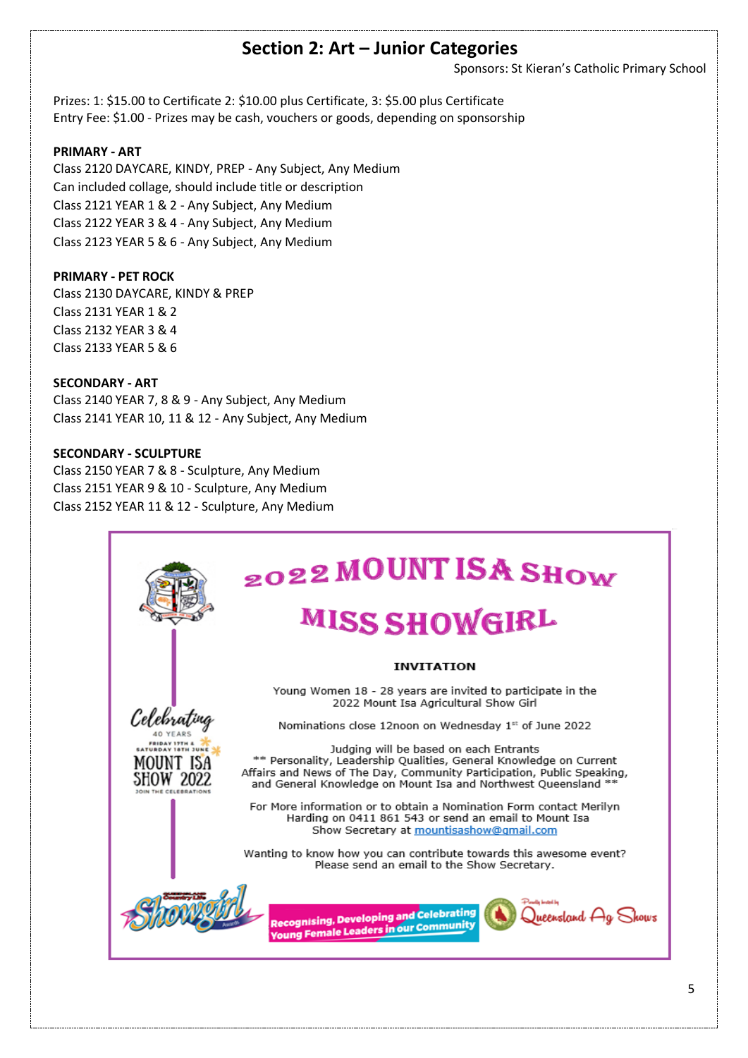## Section 2: Art – Junior Categories

Sponsors: St Kieran's Catholic Primary School

Prizes: 1: $15.00 to Certificate 2: $10.00 plus Certificate, 3: $5.00 plus Certificate
Entry Fee: $1.00 - Prizes may be cash, vouchers or goods, depending on sponsorship

**PRIMARY - ART**
Class 2120 DAYCARE, KINDY, PREP - Any Subject, Any Medium
Can included collage, should include title or description
Class 2121 YEAR 1 & 2 - Any Subject, Any Medium
Class 2122 YEAR 3 & 4 - Any Subject, Any Medium
Class 2123 YEAR 5 & 6 - Any Subject, Any Medium

**PRIMARY - PET ROCK**
Class 2130 DAYCARE, KINDY & PREP
Class 2131 YEAR 1 & 2
Class 2132 YEAR 3 & 4
Class 2133 YEAR 5 & 6

**SECONDARY - ART**
Class 2140 YEAR 7, 8 & 9 - Any Subject, Any Medium
Class 2141 YEAR 10, 11 & 12 - Any Subject, Any Medium

**SECONDARY - SCULPTURE**
Class 2150 YEAR 7 & 8 - Sculpture, Any Medium
Class 2151 YEAR 9 & 10 - Sculpture, Any Medium
Class 2152 YEAR 11 & 12 - Sculpture, Any Medium

## 2022 MOUNT ISA SHOW

## MISS SHOWGIRL

**INVITATION**

Young Women 18 - 28 years are invited to participate in the 2022 Mount Isa Agricultural Show Girl

Nominations close 12noon on Wednesday 1st of June 2022

Judging will be based on each Entrants
** Personality, Leadership Qualities, General Knowledge on Current Affairs and News of The Day, Community Participation, Public Speaking, and General Knowledge on Mount Isa and Northwest Queensland **

For More information or to obtain a Nomination Form contact Merilyn Harding on 0411 861 543 or send an email to Mount Isa Show Secretary at mountisashow@gmail.com

Wanting to know how you can contribute towards this awesome event? Please send an email to the Show Secretary.

Celebrating 40 YEARS — FRIDAY 17TH & SATURDAY 18TH JUNE — MOUNT ISA SHOW 2022 — JOIN THE CELEBRATIONS

Showgirl Awards — Recognising, Developing and Celebrating Young Female Leaders in our Community — Queensland Ag Shows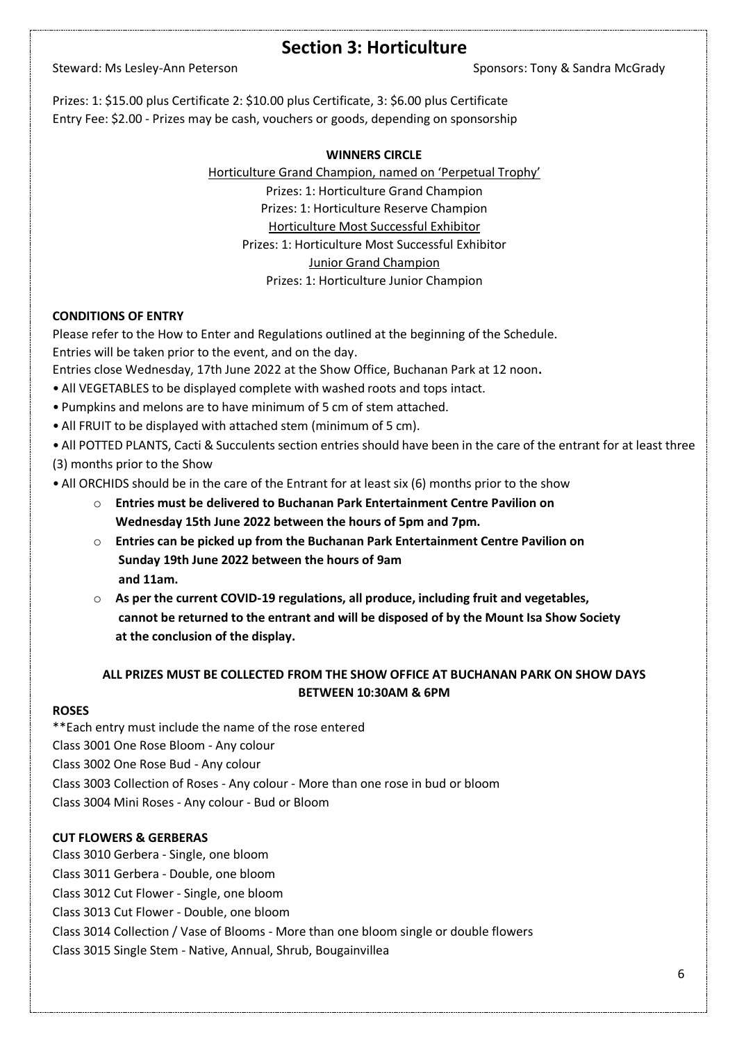# Section 3: Horticulture

Steward: Ms Lesley-Ann Peterson

Sponsors: Tony & Sandra McGrady

Prizes: 1: $15.00 plus Certificate 2: $10.00 plus Certificate, 3: $6.00 plus Certificate
Entry Fee: $2.00 - Prizes may be cash, vouchers or goods, depending on sponsorship

**WINNERS CIRCLE**

Horticulture Grand Champion, named on 'Perpetual Trophy'
Prizes: 1: Horticulture Grand Champion
Prizes: 1: Horticulture Reserve Champion
Horticulture Most Successful Exhibitor
Prizes: 1: Horticulture Most Successful Exhibitor
Junior Grand Champion
Prizes: 1: Horticulture Junior Champion

**CONDITIONS OF ENTRY**

Please refer to the How to Enter and Regulations outlined at the beginning of the Schedule.
Entries will be taken prior to the event, and on the day.
Entries close Wednesday, 17th June 2022 at the Show Office, Buchanan Park at 12 noon**.**

- All VEGETABLES to be displayed complete with washed roots and tops intact.
- Pumpkins and melons are to have minimum of 5 cm of stem attached.
- All FRUIT to be displayed with attached stem (minimum of 5 cm).
- All POTTED PLANTS, Cacti & Succulents section entries should have been in the care of the entrant for at least three (3) months prior to the Show
- All ORCHIDS should be in the care of the Entrant for at least six (6) months prior to the show
  - **Entries must be delivered to Buchanan Park Entertainment Centre Pavilion on Wednesday 15th June 2022 between the hours of 5pm and 7pm.**
  - **Entries can be picked up from the Buchanan Park Entertainment Centre Pavilion on Sunday 19th June 2022 between the hours of 9am and 11am.**
  - **As per the current COVID-19 regulations, all produce, including fruit and vegetables, cannot be returned to the entrant and will be disposed of by the Mount Isa Show Society at the conclusion of the display.**

**ALL PRIZES MUST BE COLLECTED FROM THE SHOW OFFICE AT BUCHANAN PARK ON SHOW DAYS BETWEEN 10:30AM & 6PM**

**ROSES**

**Each entry must include the name of the rose entered

Class 3001 One Rose Bloom - Any colour
Class 3002 One Rose Bud - Any colour
Class 3003 Collection of Roses - Any colour - More than one rose in bud or bloom
Class 3004 Mini Roses - Any colour - Bud or Bloom

**CUT FLOWERS & GERBERAS**

Class 3010 Gerbera - Single, one bloom
Class 3011 Gerbera - Double, one bloom
Class 3012 Cut Flower - Single, one bloom
Class 3013 Cut Flower - Double, one bloom
Class 3014 Collection / Vase of Blooms - More than one bloom single or double flowers
Class 3015 Single Stem - Native, Annual, Shrub, Bougainvillea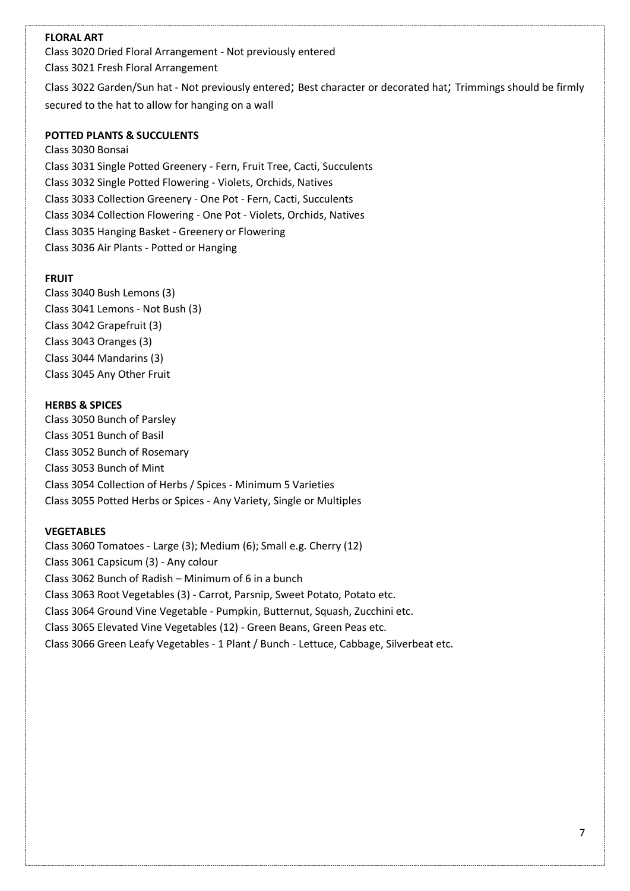**FLORAL ART**

Class 3020 Dried Floral Arrangement - Not previously entered
Class 3021 Fresh Floral Arrangement
Class 3022 Garden/Sun hat - Not previously entered; Best character or decorated hat; Trimmings should be firmly secured to the hat to allow for hanging on a wall

**POTTED PLANTS & SUCCULENTS**

Class 3030 Bonsai
Class 3031 Single Potted Greenery - Fern, Fruit Tree, Cacti, Succulents
Class 3032 Single Potted Flowering - Violets, Orchids, Natives
Class 3033 Collection Greenery - One Pot - Fern, Cacti, Succulents
Class 3034 Collection Flowering - One Pot - Violets, Orchids, Natives
Class 3035 Hanging Basket - Greenery or Flowering
Class 3036 Air Plants - Potted or Hanging

**FRUIT**

Class 3040 Bush Lemons (3)
Class 3041 Lemons - Not Bush (3)
Class 3042 Grapefruit (3)
Class 3043 Oranges (3)
Class 3044 Mandarins (3)
Class 3045 Any Other Fruit

**HERBS & SPICES**

Class 3050 Bunch of Parsley
Class 3051 Bunch of Basil
Class 3052 Bunch of Rosemary
Class 3053 Bunch of Mint
Class 3054 Collection of Herbs / Spices - Minimum 5 Varieties
Class 3055 Potted Herbs or Spices - Any Variety, Single or Multiples

**VEGETABLES**

Class 3060 Tomatoes - Large (3); Medium (6); Small e.g. Cherry (12)
Class 3061 Capsicum (3) - Any colour
Class 3062 Bunch of Radish – Minimum of 6 in a bunch
Class 3063 Root Vegetables (3) - Carrot, Parsnip, Sweet Potato, Potato etc.
Class 3064 Ground Vine Vegetable - Pumpkin, Butternut, Squash, Zucchini etc.
Class 3065 Elevated Vine Vegetables (12) - Green Beans, Green Peas etc.
Class 3066 Green Leafy Vegetables - 1 Plant / Bunch - Lettuce, Cabbage, Silverbeat etc.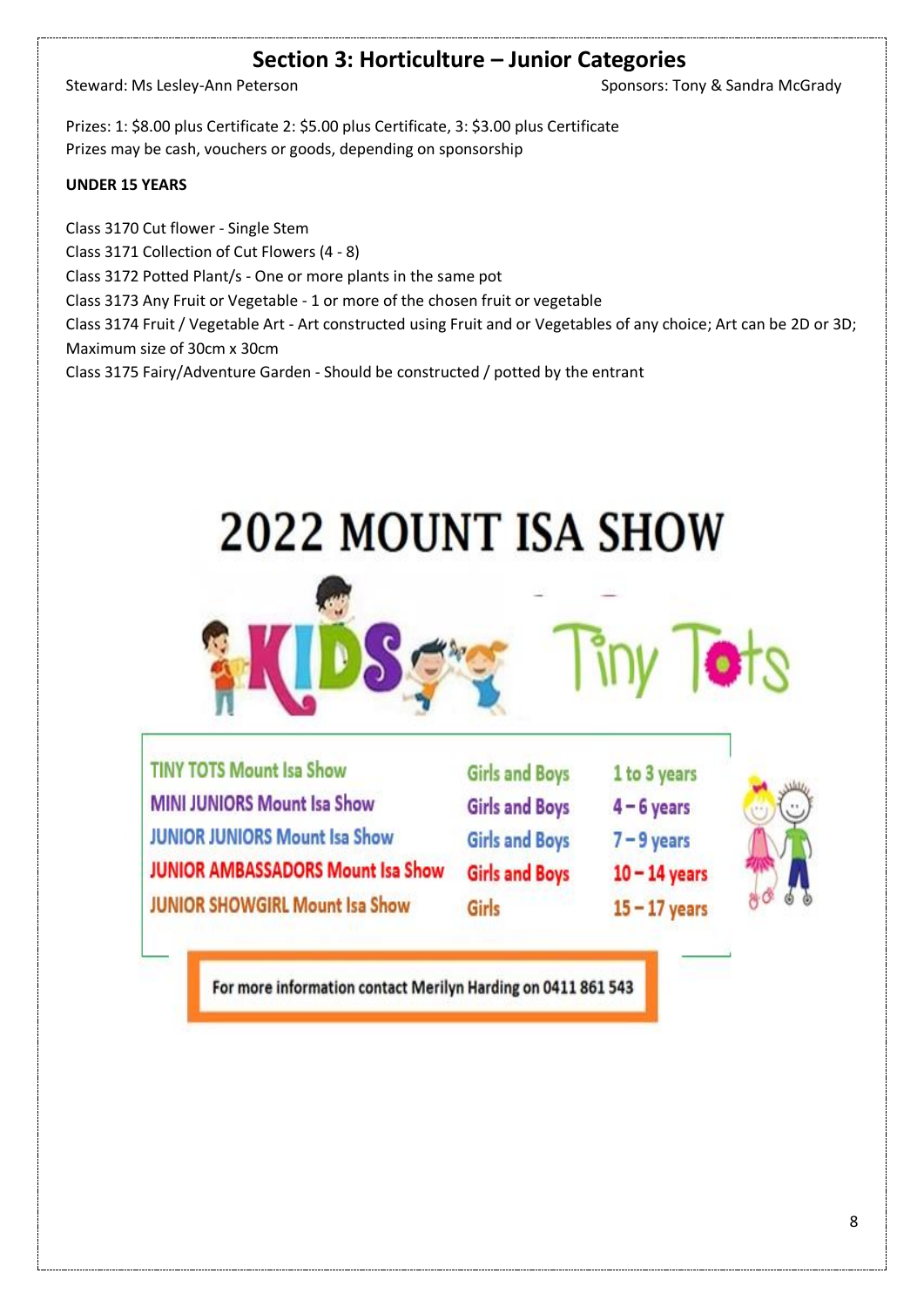## Section 3: Horticulture – Junior Categories

Steward: Ms Lesley-Ann Peterson

Sponsors: Tony & Sandra McGrady

Prizes: 1: $8.00 plus Certificate 2: $5.00 plus Certificate, 3: $3.00 plus Certificate
Prizes may be cash, vouchers or goods, depending on sponsorship

**UNDER 15 YEARS**

Class 3170 Cut flower - Single Stem
Class 3171 Collection of Cut Flowers (4 - 8)
Class 3172 Potted Plant/s - One or more plants in the same pot
Class 3173 Any Fruit or Vegetable - 1 or more of the chosen fruit or vegetable
Class 3174 Fruit / Vegetable Art - Art constructed using Fruit and or Vegetables of any choice; Art can be 2D or 3D; Maximum size of 30cm x 30cm
Class 3175 Fairy/Adventure Garden - Should be constructed / potted by the entrant

# 2022 MOUNT ISA SHOW

KIDS Tiny Tots

| | | |
|---|---|---|
| TINY TOTS Mount Isa Show | Girls and Boys | 1 to 3 years |
| MINI JUNIORS Mount Isa Show | Girls and Boys | 4 – 6 years |
| JUNIOR JUNIORS Mount Isa Show | Girls and Boys | 7 – 9 years |
| JUNIOR AMBASSADORS Mount Isa Show | Girls and Boys | 10 – 14 years |
| JUNIOR SHOWGIRL Mount Isa Show | Girls | 15 – 17 years |

For more information contact Merilyn Harding on 0411 861 543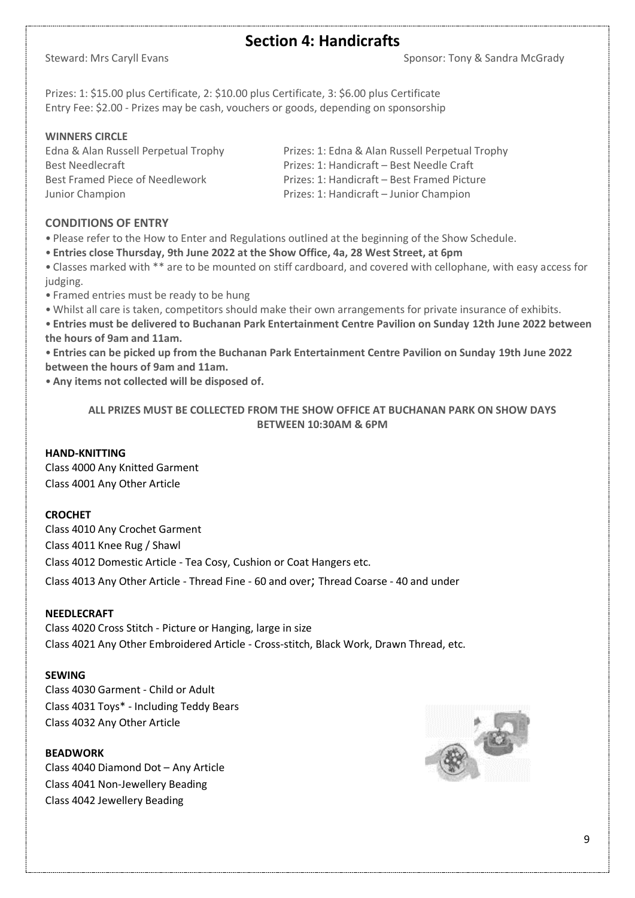# Section 4: Handicrafts

Steward: Mrs Caryll Evans

Sponsor: Tony & Sandra McGrady

Prizes: 1: $15.00 plus Certificate, 2: $10.00 plus Certificate, 3: $6.00 plus Certificate
Entry Fee: $2.00 - Prizes may be cash, vouchers or goods, depending on sponsorship

**WINNERS CIRCLE**

| | |
|---|---|
| Edna & Alan Russell Perpetual Trophy | Prizes: 1: Edna & Alan Russell Perpetual Trophy |
| Best Needlecraft | Prizes: 1: Handicraft – Best Needle Craft |
| Best Framed Piece of Needlework | Prizes: 1: Handicraft – Best Framed Picture |
| Junior Champion | Prizes: 1: Handicraft – Junior Champion |

## CONDITIONS OF ENTRY

- Please refer to the How to Enter and Regulations outlined at the beginning of the Show Schedule.
- **Entries close Thursday, 9th June 2022 at the Show Office, 4a, 28 West Street, at 6pm**
- Classes marked with ** are to be mounted on stiff cardboard, and covered with cellophane, with easy access for judging.
- Framed entries must be ready to be hung
- Whilst all care is taken, competitors should make their own arrangements for private insurance of exhibits.
- **Entries must be delivered to Buchanan Park Entertainment Centre Pavilion on Sunday 12th June 2022 between the hours of 9am and 11am.**
- **Entries can be picked up from the Buchanan Park Entertainment Centre Pavilion on Sunday 19th June 2022 between the hours of 9am and 11am.**
- **Any items not collected will be disposed of.**

**ALL PRIZES MUST BE COLLECTED FROM THE SHOW OFFICE AT BUCHANAN PARK ON SHOW DAYS BETWEEN 10:30AM & 6PM**

**HAND-KNITTING**

Class 4000 Any Knitted Garment
Class 4001 Any Other Article

**CROCHET**

Class 4010 Any Crochet Garment
Class 4011 Knee Rug / Shawl
Class 4012 Domestic Article - Tea Cosy, Cushion or Coat Hangers etc.
Class 4013 Any Other Article - Thread Fine - 60 and over; Thread Coarse - 40 and under

**NEEDLECRAFT**

Class 4020 Cross Stitch - Picture or Hanging, large in size
Class 4021 Any Other Embroidered Article - Cross-stitch, Black Work, Drawn Thread, etc.

**SEWING**

Class 4030 Garment - Child or Adult
Class 4031 Toys* - Including Teddy Bears
Class 4032 Any Other Article

**BEADWORK**

Class 4040 Diamond Dot – Any Article
Class 4041 Non-Jewellery Beading
Class 4042 Jewellery Beading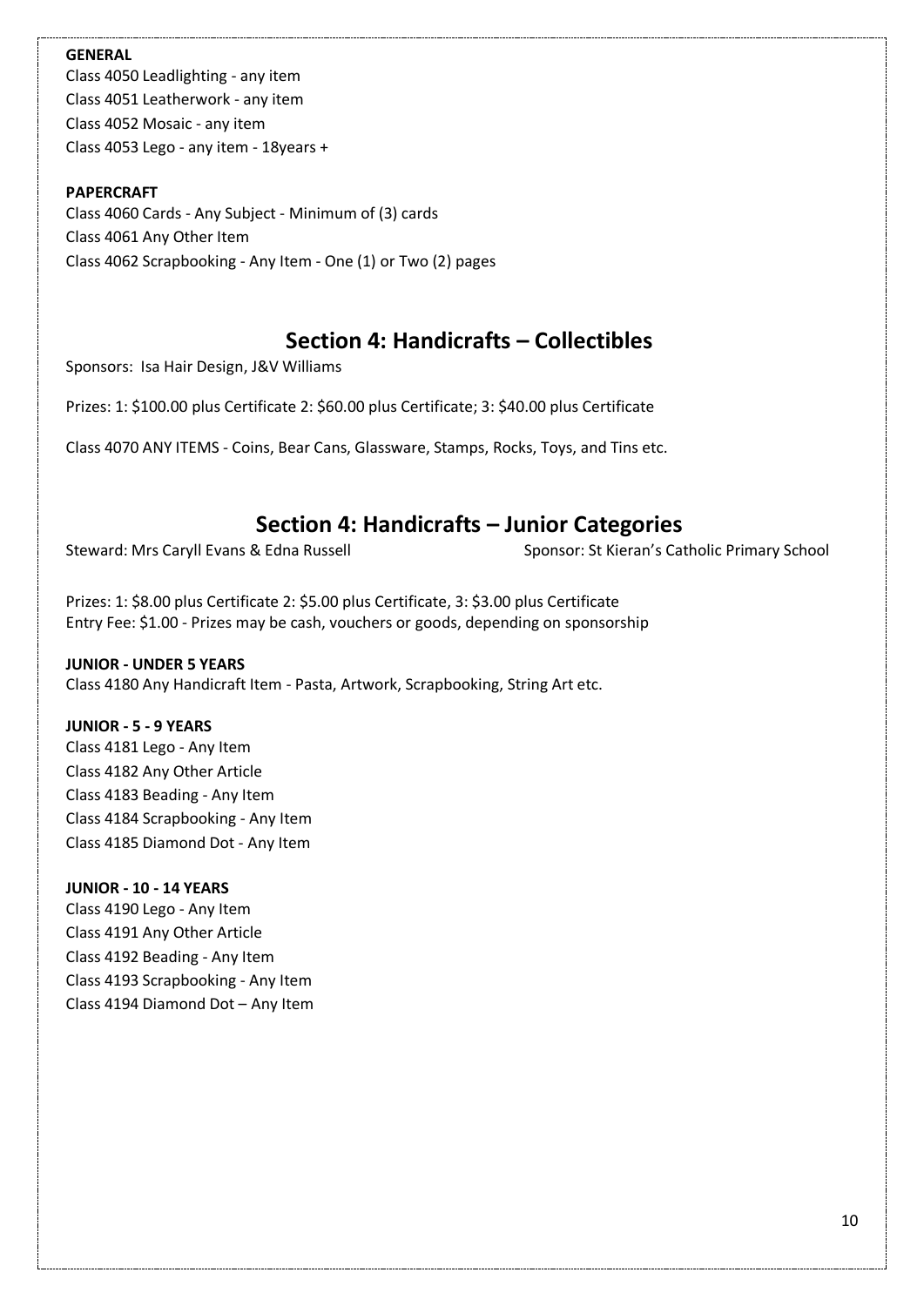**GENERAL**

Class 4050 Leadlighting - any item
Class 4051 Leatherwork - any item
Class 4052 Mosaic - any item
Class 4053 Lego - any item - 18years +

**PAPERCRAFT**

Class 4060 Cards - Any Subject - Minimum of (3) cards
Class 4061 Any Other Item
Class 4062 Scrapbooking - Any Item - One (1) or Two (2) pages

## Section 4: Handicrafts – Collectibles

Sponsors: Isa Hair Design, J&V Williams

Prizes: 1: $100.00 plus Certificate 2: $60.00 plus Certificate; 3: $40.00 plus Certificate

Class 4070 ANY ITEMS - Coins, Bear Cans, Glassware, Stamps, Rocks, Toys, and Tins etc.

## Section 4: Handicrafts – Junior Categories

Steward: Mrs Caryll Evans & Edna Russell

Sponsor: St Kieran's Catholic Primary School

Prizes: 1: $8.00 plus Certificate 2: $5.00 plus Certificate, 3: $3.00 plus Certificate
Entry Fee: $1.00 - Prizes may be cash, vouchers or goods, depending on sponsorship

**JUNIOR - UNDER 5 YEARS**

Class 4180 Any Handicraft Item - Pasta, Artwork, Scrapbooking, String Art etc.

**JUNIOR - 5 - 9 YEARS**

Class 4181 Lego - Any Item
Class 4182 Any Other Article
Class 4183 Beading - Any Item
Class 4184 Scrapbooking - Any Item
Class 4185 Diamond Dot - Any Item

**JUNIOR - 10 - 14 YEARS**

Class 4190 Lego - Any Item
Class 4191 Any Other Article
Class 4192 Beading - Any Item
Class 4193 Scrapbooking - Any Item
Class 4194 Diamond Dot – Any Item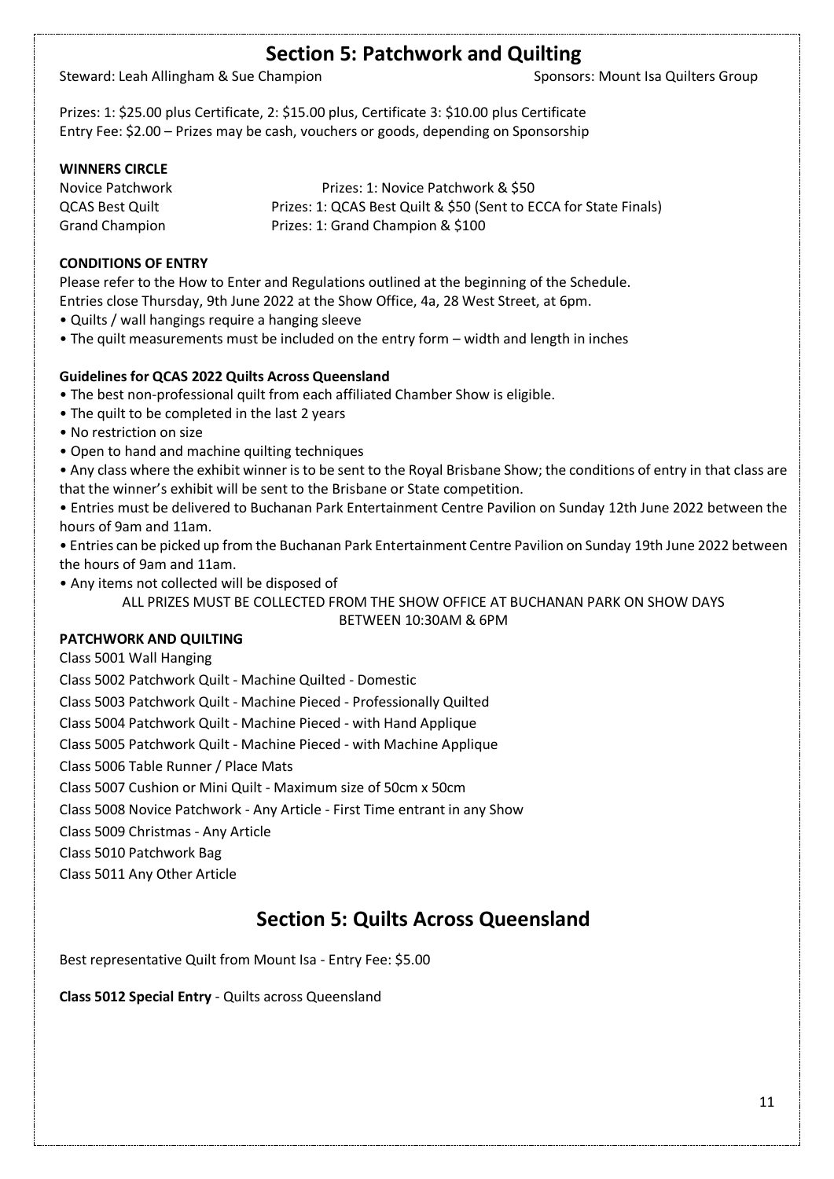# Section 5: Patchwork and Quilting

Steward: Leah Allingham & Sue Champion    Sponsors: Mount Isa Quilters Group

Prizes: 1: $25.00 plus Certificate, 2: $15.00 plus, Certificate 3: $10.00 plus Certificate
Entry Fee: $2.00 – Prizes may be cash, vouchers or goods, depending on Sponsorship

**WINNERS CIRCLE**

| | |
|---|---|
| Novice Patchwork | Prizes: 1: Novice Patchwork & $50 |
| QCAS Best Quilt | Prizes: 1: QCAS Best Quilt & $50 (Sent to ECCA for State Finals) |
| Grand Champion | Prizes: 1: Grand Champion & $100 |

**CONDITIONS OF ENTRY**

Please refer to the How to Enter and Regulations outlined at the beginning of the Schedule.
Entries close Thursday, 9th June 2022 at the Show Office, 4a, 28 West Street, at 6pm.

- Quilts / wall hangings require a hanging sleeve
- The quilt measurements must be included on the entry form – width and length in inches

**Guidelines for QCAS 2022 Quilts Across Queensland**

- The best non-professional quilt from each affiliated Chamber Show is eligible.
- The quilt to be completed in the last 2 years
- No restriction on size
- Open to hand and machine quilting techniques
- Any class where the exhibit winner is to be sent to the Royal Brisbane Show; the conditions of entry in that class are that the winner's exhibit will be sent to the Brisbane or State competition.
- Entries must be delivered to Buchanan Park Entertainment Centre Pavilion on Sunday 12th June 2022 between the hours of 9am and 11am.
- Entries can be picked up from the Buchanan Park Entertainment Centre Pavilion on Sunday 19th June 2022 between the hours of 9am and 11am.
- Any items not collected will be disposed of

ALL PRIZES MUST BE COLLECTED FROM THE SHOW OFFICE AT BUCHANAN PARK ON SHOW DAYS BETWEEN 10:30AM & 6PM

**PATCHWORK AND QUILTING**

Class 5001 Wall Hanging

Class 5002 Patchwork Quilt - Machine Quilted - Domestic

Class 5003 Patchwork Quilt - Machine Pieced - Professionally Quilted

Class 5004 Patchwork Quilt - Machine Pieced - with Hand Applique

Class 5005 Patchwork Quilt - Machine Pieced - with Machine Applique

Class 5006 Table Runner / Place Mats

Class 5007 Cushion or Mini Quilt - Maximum size of 50cm x 50cm

Class 5008 Novice Patchwork - Any Article - First Time entrant in any Show

Class 5009 Christmas - Any Article

Class 5010 Patchwork Bag

Class 5011 Any Other Article

# Section 5: Quilts Across Queensland

Best representative Quilt from Mount Isa - Entry Fee: $5.00

**Class 5012 Special Entry** - Quilts across Queensland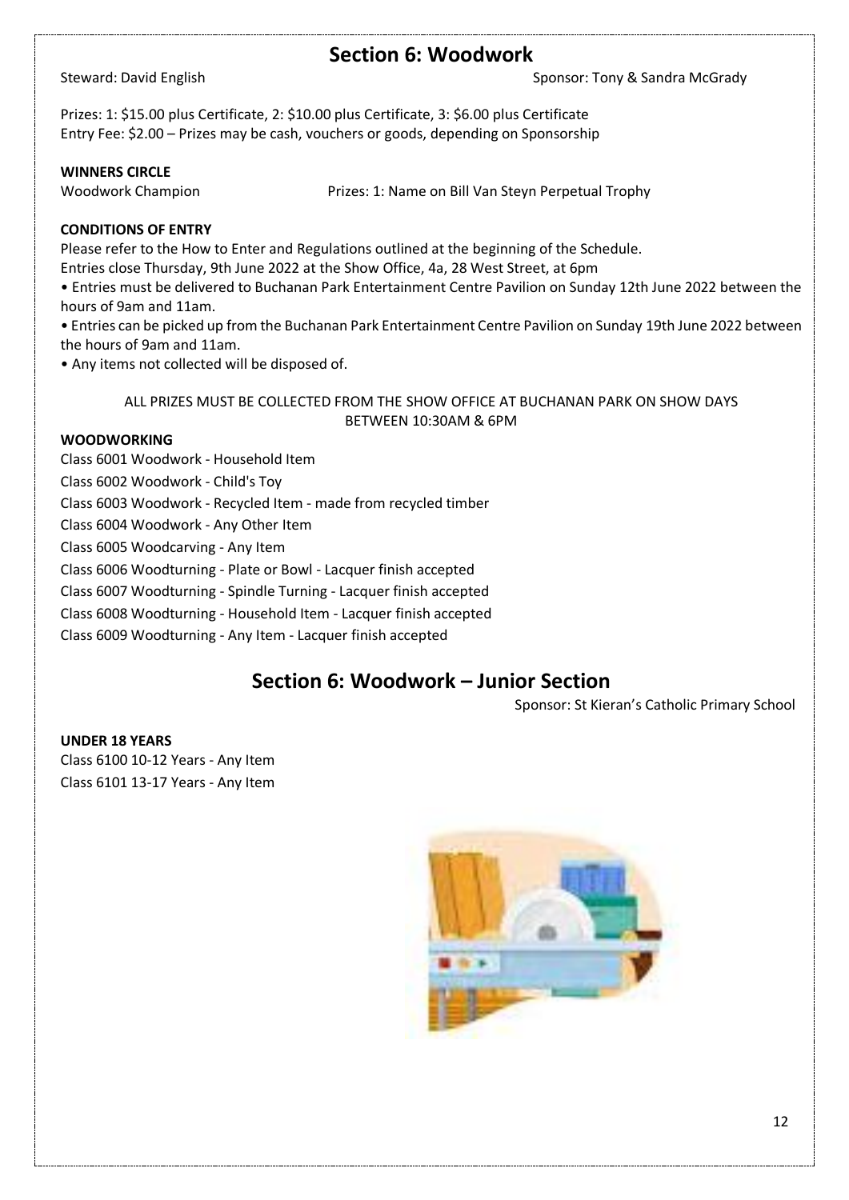## Section 6: Woodwork

Steward: David English

Sponsor: Tony & Sandra McGrady

Prizes: 1: $15.00 plus Certificate, 2: $10.00 plus Certificate, 3: $6.00 plus Certificate
Entry Fee: $2.00 – Prizes may be cash, vouchers or goods, depending on Sponsorship

**WINNERS CIRCLE**

Woodwork Champion Prizes: 1: Name on Bill Van Steyn Perpetual Trophy

**CONDITIONS OF ENTRY**

Please refer to the How to Enter and Regulations outlined at the beginning of the Schedule.
Entries close Thursday, 9th June 2022 at the Show Office, 4a, 28 West Street, at 6pm

- Entries must be delivered to Buchanan Park Entertainment Centre Pavilion on Sunday 12th June 2022 between the hours of 9am and 11am.
- Entries can be picked up from the Buchanan Park Entertainment Centre Pavilion on Sunday 19th June 2022 between the hours of 9am and 11am.
- Any items not collected will be disposed of.

ALL PRIZES MUST BE COLLECTED FROM THE SHOW OFFICE AT BUCHANAN PARK ON SHOW DAYS BETWEEN 10:30AM & 6PM

**WOODWORKING**

Class 6001 Woodwork - Household Item

Class 6002 Woodwork - Child's Toy

Class 6003 Woodwork - Recycled Item - made from recycled timber

Class 6004 Woodwork - Any Other Item

Class 6005 Woodcarving - Any Item

Class 6006 Woodturning - Plate or Bowl - Lacquer finish accepted

Class 6007 Woodturning - Spindle Turning - Lacquer finish accepted

Class 6008 Woodturning - Household Item - Lacquer finish accepted

Class 6009 Woodturning - Any Item - Lacquer finish accepted

## Section 6: Woodwork – Junior Section

Sponsor: St Kieran's Catholic Primary School

**UNDER 18 YEARS**

Class 6100 10-12 Years - Any Item

Class 6101 13-17 Years - Any Item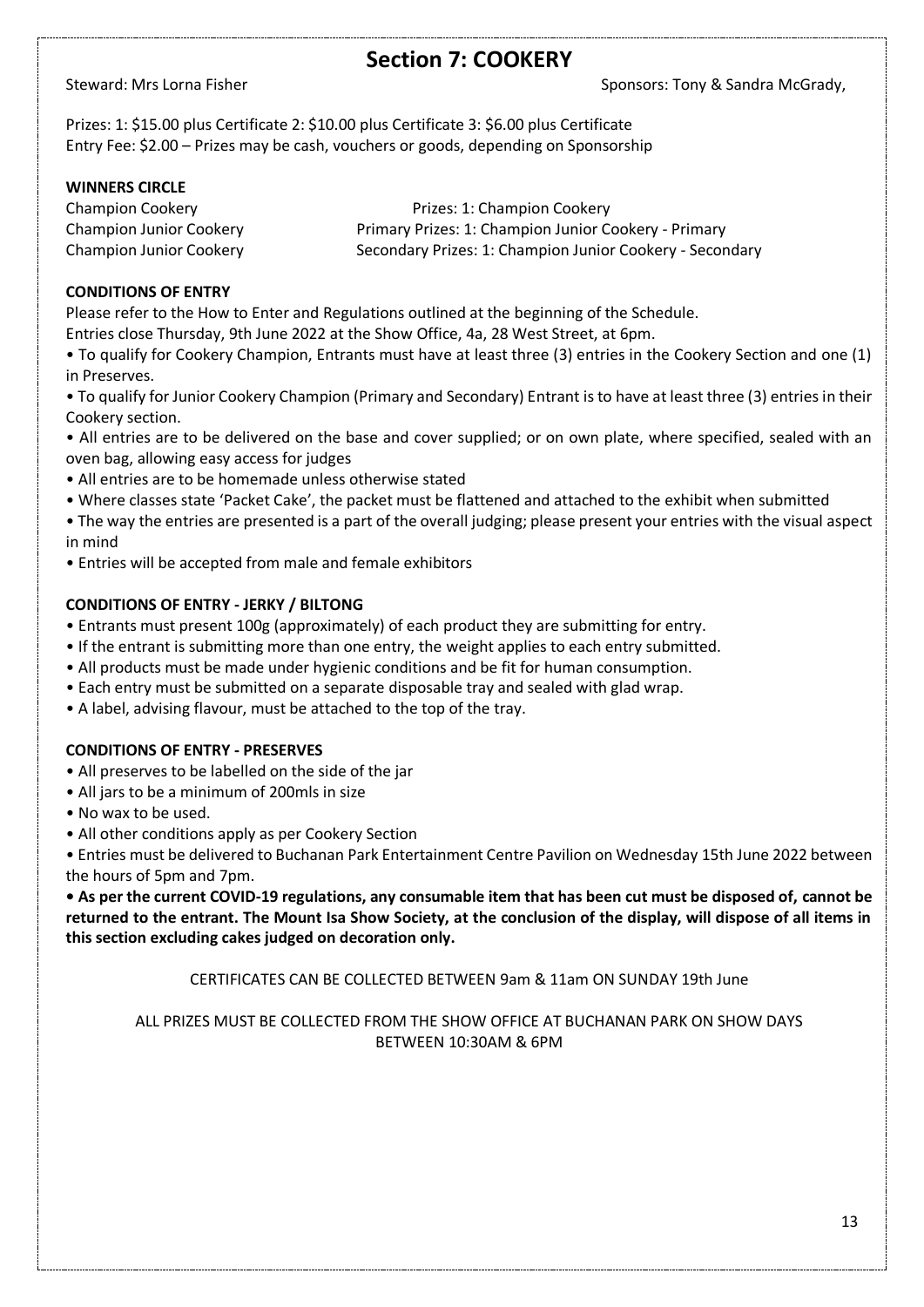# Section 7: COOKERY

Steward: Mrs Lorna Fisher

Sponsors: Tony & Sandra McGrady,

Prizes: 1: $15.00 plus Certificate 2: $10.00 plus Certificate 3: $6.00 plus Certificate
Entry Fee: $2.00 – Prizes may be cash, vouchers or goods, depending on Sponsorship

**WINNERS CIRCLE**

Champion Cookery Prizes: 1: Champion Cookery
Champion Junior Cookery Primary Prizes: 1: Champion Junior Cookery - Primary
Champion Junior Cookery Secondary Prizes: 1: Champion Junior Cookery - Secondary

**CONDITIONS OF ENTRY**

Please refer to the How to Enter and Regulations outlined at the beginning of the Schedule.
Entries close Thursday, 9th June 2022 at the Show Office, 4a, 28 West Street, at 6pm.

- To qualify for Cookery Champion, Entrants must have at least three (3) entries in the Cookery Section and one (1) in Preserves.
- To qualify for Junior Cookery Champion (Primary and Secondary) Entrant is to have at least three (3) entries in their Cookery section.
- All entries are to be delivered on the base and cover supplied; or on own plate, where specified, sealed with an oven bag, allowing easy access for judges
- All entries are to be homemade unless otherwise stated
- Where classes state 'Packet Cake', the packet must be flattened and attached to the exhibit when submitted
- The way the entries are presented is a part of the overall judging; please present your entries with the visual aspect in mind
- Entries will be accepted from male and female exhibitors

**CONDITIONS OF ENTRY - JERKY / BILTONG**

- Entrants must present 100g (approximately) of each product they are submitting for entry.
- If the entrant is submitting more than one entry, the weight applies to each entry submitted.
- All products must be made under hygienic conditions and be fit for human consumption.
- Each entry must be submitted on a separate disposable tray and sealed with glad wrap.
- A label, advising flavour, must be attached to the top of the tray.

**CONDITIONS OF ENTRY - PRESERVES**

- All preserves to be labelled on the side of the jar
- All jars to be a minimum of 200mls in size
- No wax to be used.
- All other conditions apply as per Cookery Section
- Entries must be delivered to Buchanan Park Entertainment Centre Pavilion on Wednesday 15th June 2022 between the hours of 5pm and 7pm.
- **As per the current COVID-19 regulations, any consumable item that has been cut must be disposed of, cannot be returned to the entrant. The Mount Isa Show Society, at the conclusion of the display, will dispose of all items in this section excluding cakes judged on decoration only.**

CERTIFICATES CAN BE COLLECTED BETWEEN 9am & 11am ON SUNDAY 19th June

ALL PRIZES MUST BE COLLECTED FROM THE SHOW OFFICE AT BUCHANAN PARK ON SHOW DAYS BETWEEN 10:30AM & 6PM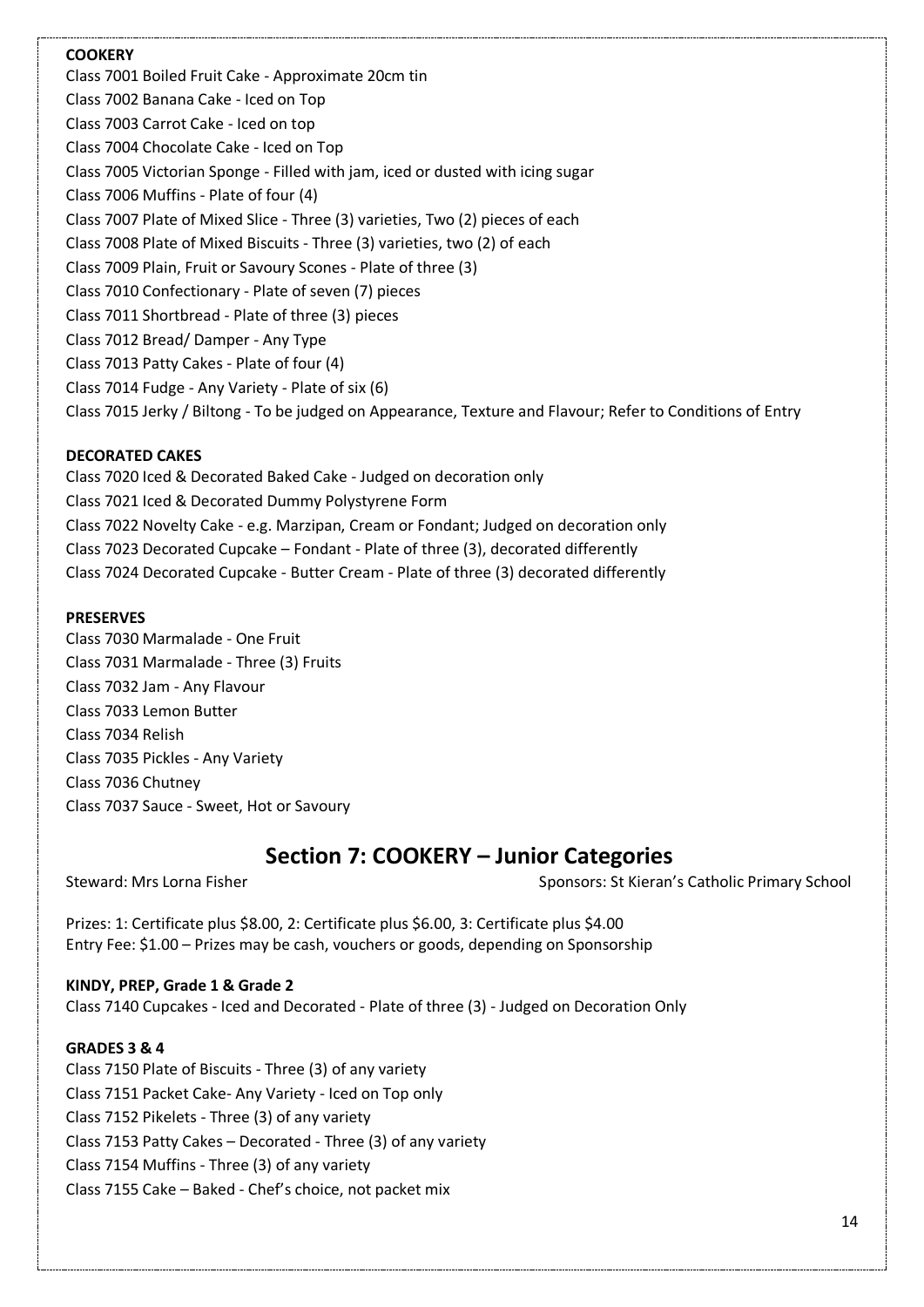**COOKERY**

Class 7001 Boiled Fruit Cake - Approximate 20cm tin
Class 7002 Banana Cake - Iced on Top
Class 7003 Carrot Cake - Iced on top
Class 7004 Chocolate Cake - Iced on Top
Class 7005 Victorian Sponge - Filled with jam, iced or dusted with icing sugar
Class 7006 Muffins - Plate of four (4)
Class 7007 Plate of Mixed Slice - Three (3) varieties, Two (2) pieces of each
Class 7008 Plate of Mixed Biscuits - Three (3) varieties, two (2) of each
Class 7009 Plain, Fruit or Savoury Scones - Plate of three (3)
Class 7010 Confectionary - Plate of seven (7) pieces
Class 7011 Shortbread - Plate of three (3) pieces
Class 7012 Bread/ Damper - Any Type
Class 7013 Patty Cakes - Plate of four (4)
Class 7014 Fudge - Any Variety - Plate of six (6)
Class 7015 Jerky / Biltong - To be judged on Appearance, Texture and Flavour; Refer to Conditions of Entry

**DECORATED CAKES**

Class 7020 Iced & Decorated Baked Cake - Judged on decoration only
Class 7021 Iced & Decorated Dummy Polystyrene Form
Class 7022 Novelty Cake - e.g. Marzipan, Cream or Fondant; Judged on decoration only
Class 7023 Decorated Cupcake – Fondant - Plate of three (3), decorated differently
Class 7024 Decorated Cupcake - Butter Cream - Plate of three (3) decorated differently

**PRESERVES**

Class 7030 Marmalade - One Fruit
Class 7031 Marmalade - Three (3) Fruits
Class 7032 Jam - Any Flavour
Class 7033 Lemon Butter
Class 7034 Relish
Class 7035 Pickles - Any Variety
Class 7036 Chutney
Class 7037 Sauce - Sweet, Hot or Savoury

## Section 7: COOKERY – Junior Categories

Steward: Mrs Lorna Fisher    Sponsors: St Kieran's Catholic Primary School

Prizes: 1: Certificate plus $8.00, 2: Certificate plus $6.00, 3: Certificate plus $4.00
Entry Fee: $1.00 – Prizes may be cash, vouchers or goods, depending on Sponsorship

**KINDY, PREP, Grade 1 & Grade 2**

Class 7140 Cupcakes - Iced and Decorated - Plate of three (3) - Judged on Decoration Only

**GRADES 3 & 4**

Class 7150 Plate of Biscuits - Three (3) of any variety
Class 7151 Packet Cake- Any Variety - Iced on Top only
Class 7152 Pikelets - Three (3) of any variety
Class 7153 Patty Cakes – Decorated - Three (3) of any variety
Class 7154 Muffins - Three (3) of any variety
Class 7155 Cake – Baked - Chef's choice, not packet mix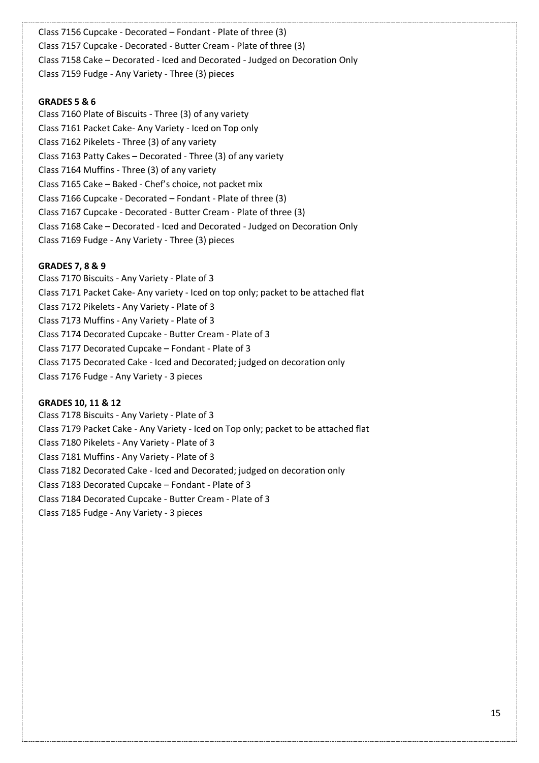Class 7156 Cupcake - Decorated – Fondant - Plate of three (3)
Class 7157 Cupcake - Decorated - Butter Cream - Plate of three (3)
Class 7158 Cake – Decorated - Iced and Decorated - Judged on Decoration Only
Class 7159 Fudge - Any Variety - Three (3) pieces

**GRADES 5 & 6**

Class 7160 Plate of Biscuits - Three (3) of any variety
Class 7161 Packet Cake- Any Variety - Iced on Top only
Class 7162 Pikelets - Three (3) of any variety
Class 7163 Patty Cakes – Decorated - Three (3) of any variety
Class 7164 Muffins - Three (3) of any variety
Class 7165 Cake – Baked - Chef's choice, not packet mix
Class 7166 Cupcake - Decorated – Fondant - Plate of three (3)
Class 7167 Cupcake - Decorated - Butter Cream - Plate of three (3)
Class 7168 Cake – Decorated - Iced and Decorated - Judged on Decoration Only
Class 7169 Fudge - Any Variety - Three (3) pieces

**GRADES 7, 8 & 9**

Class 7170 Biscuits - Any Variety - Plate of 3
Class 7171 Packet Cake- Any variety - Iced on top only; packet to be attached flat
Class 7172 Pikelets - Any Variety - Plate of 3
Class 7173 Muffins - Any Variety - Plate of 3
Class 7174 Decorated Cupcake - Butter Cream - Plate of 3
Class 7177 Decorated Cupcake – Fondant - Plate of 3
Class 7175 Decorated Cake - Iced and Decorated; judged on decoration only
Class 7176 Fudge - Any Variety - 3 pieces

**GRADES 10, 11 & 12**

Class 7178 Biscuits - Any Variety - Plate of 3
Class 7179 Packet Cake - Any Variety - Iced on Top only; packet to be attached flat
Class 7180 Pikelets - Any Variety - Plate of 3
Class 7181 Muffins - Any Variety - Plate of 3
Class 7182 Decorated Cake - Iced and Decorated; judged on decoration only
Class 7183 Decorated Cupcake – Fondant - Plate of 3
Class 7184 Decorated Cupcake - Butter Cream - Plate of 3
Class 7185 Fudge - Any Variety - 3 pieces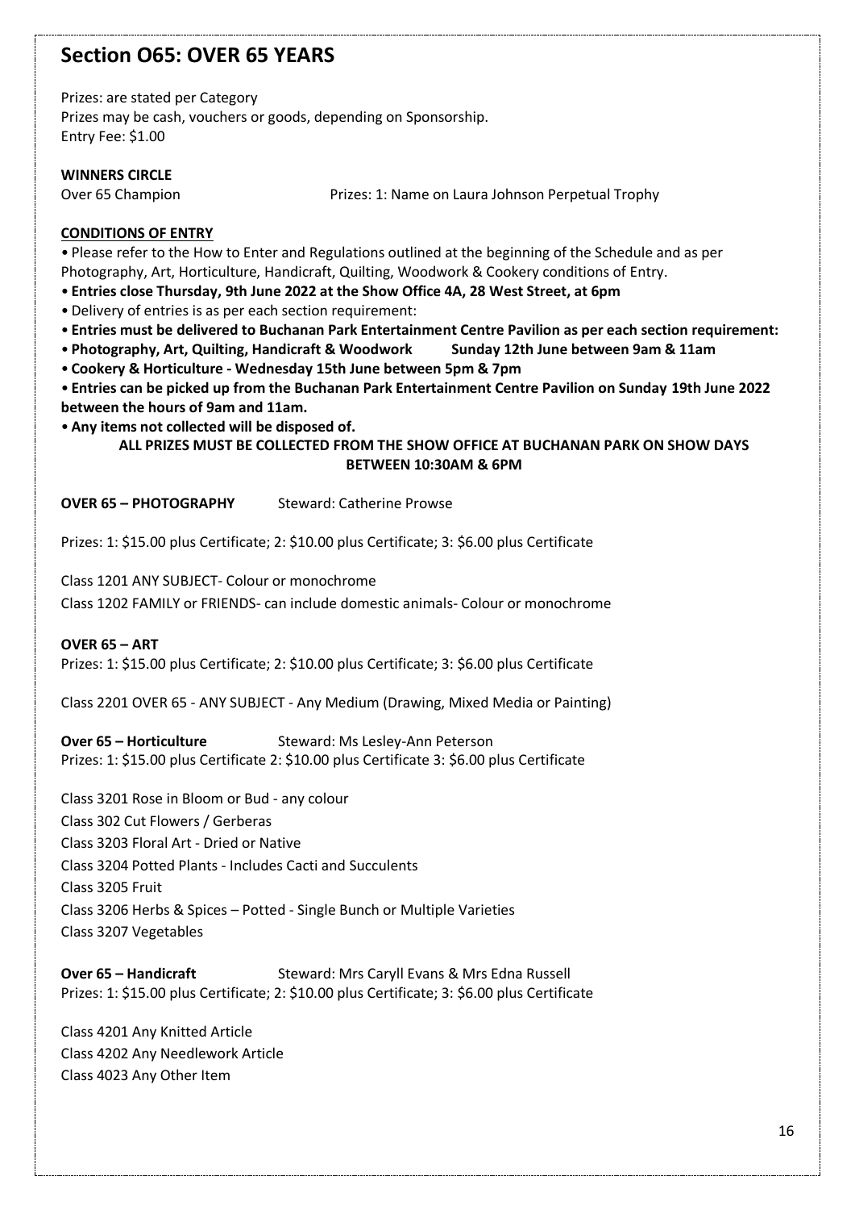## Section O65: OVER 65 YEARS

Prizes: are stated per Category
Prizes may be cash, vouchers or goods, depending on Sponsorship.
Entry Fee: $1.00

**WINNERS CIRCLE**

Over 65 Champion  Prizes: 1: Name on Laura Johnson Perpetual Trophy

**CONDITIONS OF ENTRY**

- Please refer to the How to Enter and Regulations outlined at the beginning of the Schedule and as per Photography, Art, Horticulture, Handicraft, Quilting, Woodwork & Cookery conditions of Entry.
- **Entries close Thursday, 9th June 2022 at the Show Office 4A, 28 West Street, at 6pm**
- Delivery of entries is as per each section requirement:
- **Entries must be delivered to Buchanan Park Entertainment Centre Pavilion as per each section requirement:**
- **Photography, Art, Quilting, Handicraft & Woodwork  Sunday 12th June between 9am & 11am**
- **Cookery & Horticulture - Wednesday 15th June between 5pm & 7pm**
- **Entries can be picked up from the Buchanan Park Entertainment Centre Pavilion on Sunday 19th June 2022 between the hours of 9am and 11am.**
- **Any items not collected will be disposed of.**

**ALL PRIZES MUST BE COLLECTED FROM THE SHOW OFFICE AT BUCHANAN PARK ON SHOW DAYS BETWEEN 10:30AM & 6PM**

**OVER 65 – PHOTOGRAPHY**  Steward: Catherine Prowse

Prizes: 1: $15.00 plus Certificate; 2: $10.00 plus Certificate; 3: $6.00 plus Certificate

Class 1201 ANY SUBJECT- Colour or monochrome
Class 1202 FAMILY or FRIENDS- can include domestic animals- Colour or monochrome

**OVER 65 – ART**

Prizes: 1: $15.00 plus Certificate; 2: $10.00 plus Certificate; 3: $6.00 plus Certificate

Class 2201 OVER 65 - ANY SUBJECT - Any Medium (Drawing, Mixed Media or Painting)

**Over 65 – Horticulture**  Steward: Ms Lesley-Ann Peterson

Prizes: 1: $15.00 plus Certificate 2: $10.00 plus Certificate 3: $6.00 plus Certificate

Class 3201 Rose in Bloom or Bud - any colour
Class 302 Cut Flowers / Gerberas
Class 3203 Floral Art - Dried or Native
Class 3204 Potted Plants - Includes Cacti and Succulents
Class 3205 Fruit
Class 3206 Herbs & Spices – Potted - Single Bunch or Multiple Varieties
Class 3207 Vegetables

**Over 65 – Handicraft**  Steward: Mrs Caryll Evans & Mrs Edna Russell

Prizes: 1: $15.00 plus Certificate; 2: $10.00 plus Certificate; 3: $6.00 plus Certificate

Class 4201 Any Knitted Article
Class 4202 Any Needlework Article
Class 4023 Any Other Item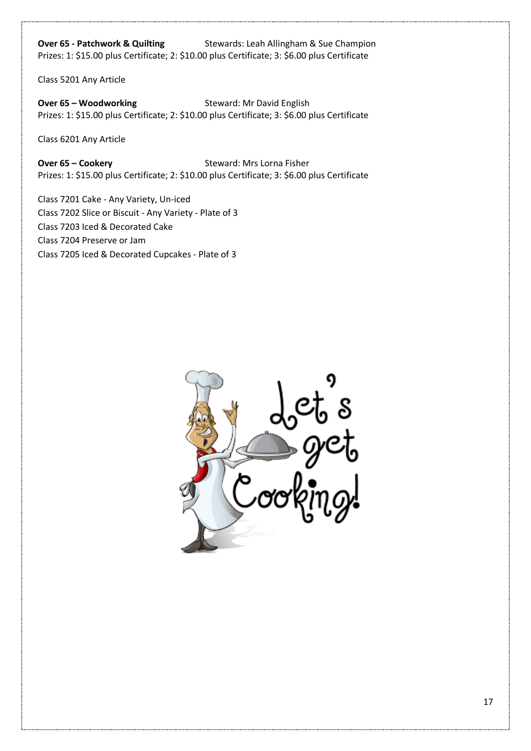**Over 65 - Patchwork & Quilting** Stewards: Leah Allingham & Sue Champion
Prizes: 1: $15.00 plus Certificate; 2: $10.00 plus Certificate; 3: $6.00 plus Certificate

Class 5201 Any Article

**Over 65 – Woodworking** Steward: Mr David English
Prizes: 1: $15.00 plus Certificate; 2: $10.00 plus Certificate; 3: $6.00 plus Certificate

Class 6201 Any Article

**Over 65 – Cookery** Steward: Mrs Lorna Fisher
Prizes: 1: $15.00 plus Certificate; 2: $10.00 plus Certificate; 3: $6.00 plus Certificate

Class 7201 Cake - Any Variety, Un-iced
Class 7202 Slice or Biscuit - Any Variety - Plate of 3
Class 7203 Iced & Decorated Cake
Class 7204 Preserve or Jam
Class 7205 Iced & Decorated Cupcakes - Plate of 3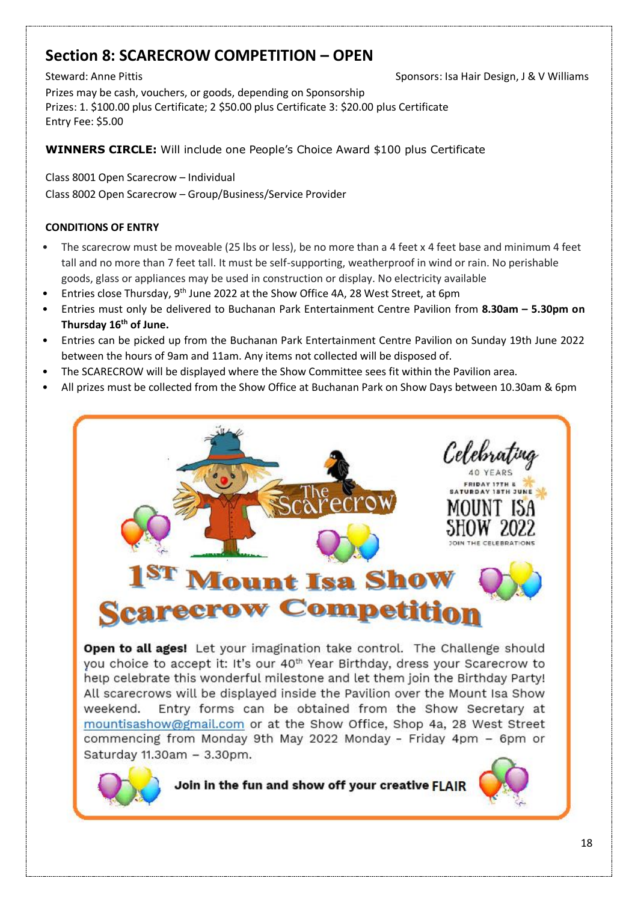## Section 8: SCARECROW COMPETITION – OPEN

Steward: Anne Pittis

Sponsors: Isa Hair Design, J & V Williams

Prizes may be cash, vouchers, or goods, depending on Sponsorship
Prizes: 1. $100.00 plus Certificate; 2 $50.00 plus Certificate 3: $20.00 plus Certificate
Entry Fee: $5.00

**WINNERS CIRCLE:** Will include one People's Choice Award $100 plus Certificate

Class 8001 Open Scarecrow – Individual
Class 8002 Open Scarecrow – Group/Business/Service Provider

**CONDITIONS OF ENTRY**

- The scarecrow must be moveable (25 lbs or less), be no more than a 4 feet x 4 feet base and minimum 4 feet tall and no more than 7 feet tall. It must be self-supporting, weatherproof in wind or rain. No perishable goods, glass or appliances may be used in construction or display. No electricity available
- Entries close Thursday, 9th June 2022 at the Show Office 4A, 28 West Street, at 6pm
- Entries must only be delivered to Buchanan Park Entertainment Centre Pavilion from **8.30am – 5.30pm on Thursday 16th of June.**
- Entries can be picked up from the Buchanan Park Entertainment Centre Pavilion on Sunday 19th June 2022 between the hours of 9am and 11am. Any items not collected will be disposed of.
- The SCARECROW will be displayed where the Show Committee sees fit within the Pavilion area.
- All prizes must be collected from the Show Office at Buchanan Park on Show Days between 10.30am & 6pm

The Scarecrow

Celebrating 40 YEARS
FRIDAY 17TH & SATURDAY 18TH JUNE
MOUNT ISA SHOW 2022
JOIN THE CELEBRATIONS

# 1ST Mount Isa Show Scarecrow Competition

**Open to all ages!** Let your imagination take control. The Challenge should you choice to accept it: It's our 40th Year Birthday, dress your Scarecrow to help celebrate this wonderful milestone and let them join the Birthday Party! All scarecrows will be displayed inside the Pavilion over the Mount Isa Show weekend. Entry forms can be obtained from the Show Secretary at mountisashow@gmail.com or at the Show Office, Shop 4a, 28 West Street commencing from Monday 9th May 2022 Monday - Friday 4pm – 6pm or Saturday 11.30am – 3.30pm.

**Join in the fun and show off your creative FLAIR**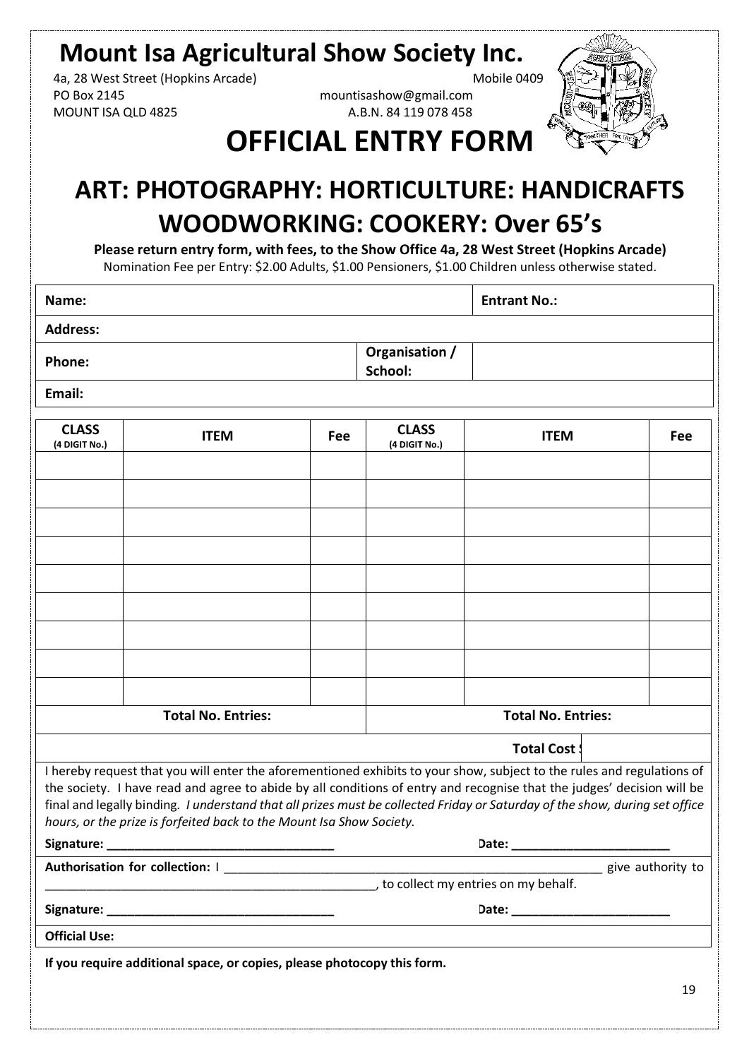# Mount Isa Agricultural Show Society Inc.

4a, 28 West Street (Hopkins Arcade)
PO Box 2145
MOUNT ISA QLD 4825

Mobile 0409
mountisashow@gmail.com
A.B.N. 84 119 078 458

# OFFICIAL ENTRY FORM

## ART: PHOTOGRAPHY: HORTICULTURE: HANDICRAFTS WOODWORKING: COOKERY: Over 65's

**Please return entry form, with fees, to the Show Office 4a, 28 West Street (Hopkins Arcade)**

Nomination Fee per Entry: $2.00 Adults, $1.00 Pensioners, $1.00 Children unless otherwise stated.

| | | | |
|---|---|---|---|
| **Name:** | | **Entrant No.:** | |
| **Address:** | | | |
| **Phone:** | | **Organisation / School:** | |
| **Email:** | | | |

| CLASS (4 DIGIT No.) | ITEM | Fee | CLASS (4 DIGIT No.) | ITEM | Fee |
|---|---|---|---|---|---|
| | | | | | |
| | | | | | |
| | | | | | |
| | | | | | |
| | | | | | |
| | | | | | |
| | | | | | |
| | | | | | |
| | | | | | |
| **Total No. Entries:** | | | **Total No. Entries:** | | |
| | | | | **Total Cost $** | |

I hereby request that you will enter the aforementioned exhibits to your show, subject to the rules and regulations of the society. I have read and agree to abide by all conditions of entry and recognise that the judges' decision will be final and legally binding. *I understand that all prizes must be collected Friday or Saturday of the show, during set office hours, or the prize is forfeited back to the Mount Isa Show Society.*

**Signature:** ________________________________ **Date:** ______________________

**Authorisation for collection:** I ________________________________________________ give authority to ________________________________________________, to collect my entries on my behalf.

**Signature:** ________________________________ **Date:** ______________________

**Official Use:**

**If you require additional space, or copies, please photocopy this form.**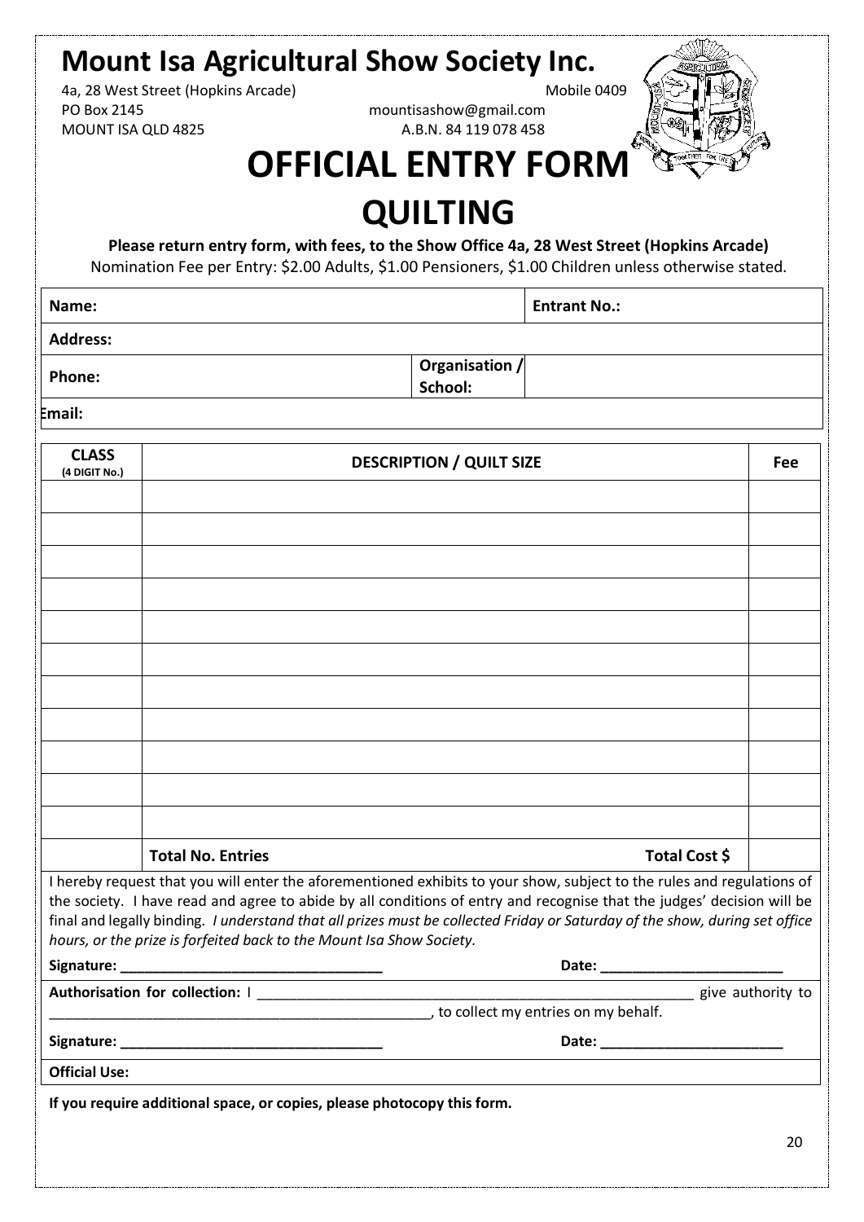# Mount Isa Agricultural Show Society Inc.

4a, 28 West Street (Hopkins Arcade)
PO Box 2145
MOUNT ISA QLD 4825

Mobile 0409
mountisashow@gmail.com
A.B.N. 84 119 078 458

# OFFICIAL ENTRY FORM

# QUILTING

**Please return entry form, with fees, to the Show Office 4a, 28 West Street (Hopkins Arcade)**

Nomination Fee per Entry: $2.00 Adults, $1.00 Pensioners, $1.00 Children unless otherwise stated.

| **Name:** | | **Entrant No.:** | |
|---|---|---|---|
| **Address:** | | | |
| **Phone:** | | **Organisation / School:** | |
| **Email:** | | | |

| **CLASS (4 DIGIT No.)** | **DESCRIPTION / QUILT SIZE** | **Fee** |
|---|---|---|
| | | |
| | | |
| | | |
| | | |
| | | |
| | | |
| | | |
| | | |
| | | |
| | | |
| | | |
| | **Total No. Entries** **Total Cost $** | |

I hereby request that you will enter the aforementioned exhibits to your show, subject to the rules and regulations of the society. I have read and agree to abide by all conditions of entry and recognise that the judges' decision will be final and legally binding. *I understand that all prizes must be collected Friday or Saturday of the show, during set office hours, or the prize is forfeited back to the Mount Isa Show Society.*

**Signature: ________________________________** **Date: ______________________**

**Authorisation for collection:** I ________________________________________________ give authority to ________________________________________________, to collect my entries on my behalf.

**Signature: ________________________________** **Date: ______________________**

**Official Use:**

**If you require additional space, or copies, please photocopy this form.**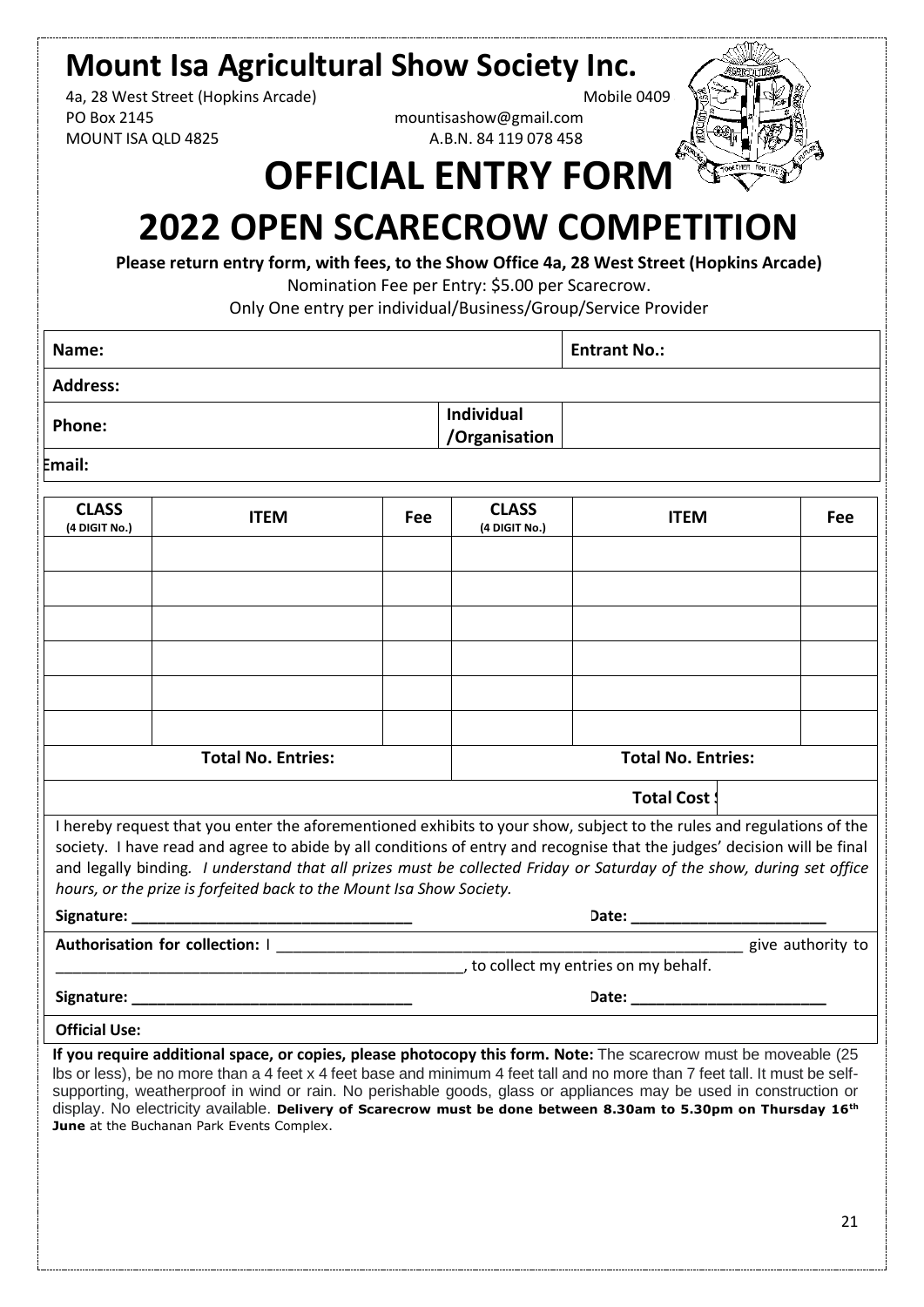# Mount Isa Agricultural Show Society Inc.

4a, 28 West Street (Hopkins Arcade) Mobile 0409
PO Box 2145 mountisashow@gmail.com
MOUNT ISA QLD 4825 A.B.N. 84 119 078 458

# OFFICIAL ENTRY FORM

# 2022 OPEN SCARECROW COMPETITION

**Please return entry form, with fees, to the Show Office 4a, 28 West Street (Hopkins Arcade)**

Nomination Fee per Entry: $5.00 per Scarecrow.

Only One entry per individual/Business/Group/Service Provider

| **Name:** | | **Entrant No.:** |
|---|---|---|
| **Address:** | | |
| **Phone:** | **Individual /Organisation** | |
| **Email:** | | |

| CLASS (4 DIGIT No.) | ITEM | Fee | CLASS (4 DIGIT No.) | ITEM | Fee |
|---|---|---|---|---|---|
| | | | | | |
| | | | | | |
| | | | | | |
| | | | | | |
| | | | | | |
| | | | | | |
| | **Total No. Entries:** | | | **Total No. Entries:** | |
| | | | | **Total Cost $** | |

I hereby request that you enter the aforementioned exhibits to your show, subject to the rules and regulations of the society. I have read and agree to abide by all conditions of entry and recognise that the judges' decision will be final and legally binding. *I understand that all prizes must be collected Friday or Saturday of the show, during set office hours, or the prize is forfeited back to the Mount Isa Show Society.*

**Signature:** ________________________________ **Date:** ______________________

**Authorisation for collection:** I ________________________________________________ give authority to ________________________________________________, to collect my entries on my behalf.

**Signature:** ________________________________ **Date:** ______________________

**Official Use:**

**If you require additional space, or copies, please photocopy this form. Note:** The scarecrow must be moveable (25 lbs or less), be no more than a 4 feet x 4 feet base and minimum 4 feet tall and no more than 7 feet tall. It must be self-supporting, weatherproof in wind or rain. No perishable goods, glass or appliances may be used in construction or display. No electricity available. **Delivery of Scarecrow must be done between 8.30am to 5.30pm on Thursday 16th June** at the Buchanan Park Events Complex.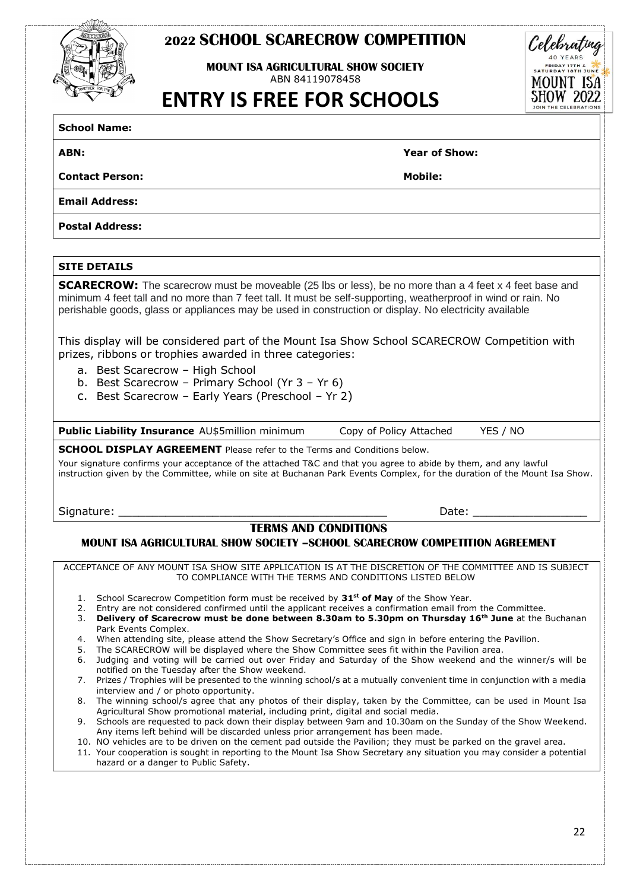# 2022 SCHOOL SCARECROW COMPETITION

**MOUNT ISA AGRICULTURAL SHOW SOCIETY**
ABN 84119078458

# ENTRY IS FREE FOR SCHOOLS

Celebrating 40 YEARS
FRIDAY 17TH & SATURDAY 18TH JUNE
MOUNT ISA SHOW 2022
JOIN THE CELEBRATIONS

| **School Name:** | |
|---|---|
| **ABN:** | **Year of Show:** |
| **Contact Person:** | **Mobile:** |
| **Email Address:** | |
| **Postal Address:** | |

**SITE DETAILS**

**SCARECROW:** The scarecrow must be moveable (25 lbs or less), be no more than a 4 feet x 4 feet base and minimum 4 feet tall and no more than 7 feet tall. It must be self-supporting, weatherproof in wind or rain. No perishable goods, glass or appliances may be used in construction or display. No electricity available

This display will be considered part of the Mount Isa Show School SCARECROW Competition with prizes, ribbons or trophies awarded in three categories:

a. Best Scarecrow – High School
b. Best Scarecrow – Primary School (Yr 3 – Yr 6)
c. Best Scarecrow – Early Years (Preschool – Yr 2)

**Public Liability Insurance** AU$5million minimum     Copy of Policy Attached     YES / NO

**SCHOOL DISPLAY AGREEMENT** Please refer to the Terms and Conditions below.

Your signature confirms your acceptance of the attached T&C and that you agree to abide by them, and any lawful instruction given by the Committee, while on site at Buchanan Park Events Complex, for the duration of the Mount Isa Show.

Signature: ______________________________________     Date: ________________

## TERMS AND CONDITIONS

### MOUNT ISA AGRICULTURAL SHOW SOCIETY –SCHOOL SCARECROW COMPETITION AGREEMENT

ACCEPTANCE OF ANY MOUNT ISA SHOW SITE APPLICATION IS AT THE DISCRETION OF THE COMMITTEE AND IS SUBJECT TO COMPLIANCE WITH THE TERMS AND CONDITIONS LISTED BELOW

1. School Scarecrow Competition form must be received by **31st of May** of the Show Year.
2. Entry are not considered confirmed until the applicant receives a confirmation email from the Committee.
3. **Delivery of Scarecrow must be done between 8.30am to 5.30pm on Thursday 16th June** at the Buchanan Park Events Complex.
4. When attending site, please attend the Show Secretary's Office and sign in before entering the Pavilion.
5. The SCARECROW will be displayed where the Show Committee sees fit within the Pavilion area.
6. Judging and voting will be carried out over Friday and Saturday of the Show weekend and the winner/s will be notified on the Tuesday after the Show weekend.
7. Prizes / Trophies will be presented to the winning school/s at a mutually convenient time in conjunction with a media interview and / or photo opportunity.
8. The winning school/s agree that any photos of their display, taken by the Committee, can be used in Mount Isa Agricultural Show promotional material, including print, digital and social media.
9. Schools are requested to pack down their display between 9am and 10.30am on the Sunday of the Show Weekend. Any items left behind will be discarded unless prior arrangement has been made.
10. NO vehicles are to be driven on the cement pad outside the Pavilion; they must be parked on the gravel area.
11. Your cooperation is sought in reporting to the Mount Isa Show Secretary any situation you may consider a potential hazard or a danger to Public Safety.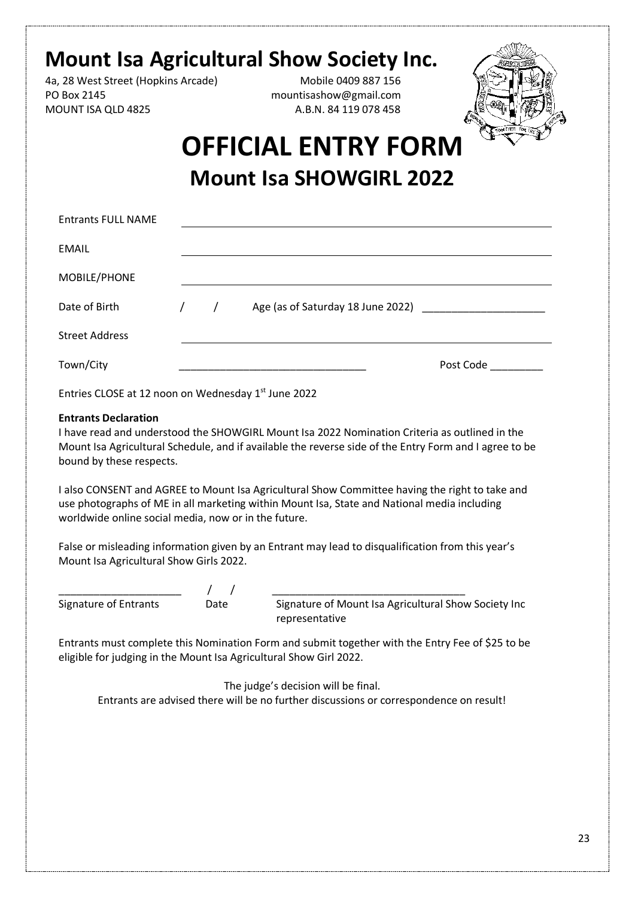# Mount Isa Agricultural Show Society Inc.

4a, 28 West Street (Hopkins Arcade)
PO Box 2145
MOUNT ISA QLD 4825

Mobile 0409 887 156
mountisashow@gmail.com
A.B.N. 84 119 078 458

# OFFICIAL ENTRY FORM

## Mount Isa SHOWGIRL 2022

Entrants FULL NAME ______________________________________________

EMAIL ______________________________________________

MOBILE/PHONE ______________________________________________

Date of Birth / / Age (as of Saturday 18 June 2022) ____________________

Street Address ______________________________________________

Town/City ________________________________ Post Code _________

Entries CLOSE at 12 noon on Wednesday 1st June 2022

**Entrants Declaration**

I have read and understood the SHOWGIRL Mount Isa 2022 Nomination Criteria as outlined in the Mount Isa Agricultural Schedule, and if available the reverse side of the Entry Form and I agree to be bound by these respects.

I also CONSENT and AGREE to Mount Isa Agricultural Show Committee having the right to take and use photographs of ME in all marketing within Mount Isa, State and National media including worldwide online social media, now or in the future.

False or misleading information given by an Entrant may lead to disqualification from this year's Mount Isa Agricultural Show Girls 2022.

_____________________ / / _________________________________

Signature of Entrants Date Signature of Mount Isa Agricultural Show Society Inc representative

Entrants must complete this Nomination Form and submit together with the Entry Fee of $25 to be eligible for judging in the Mount Isa Agricultural Show Girl 2022.

The judge's decision will be final.

Entrants are advised there will be no further discussions or correspondence on result!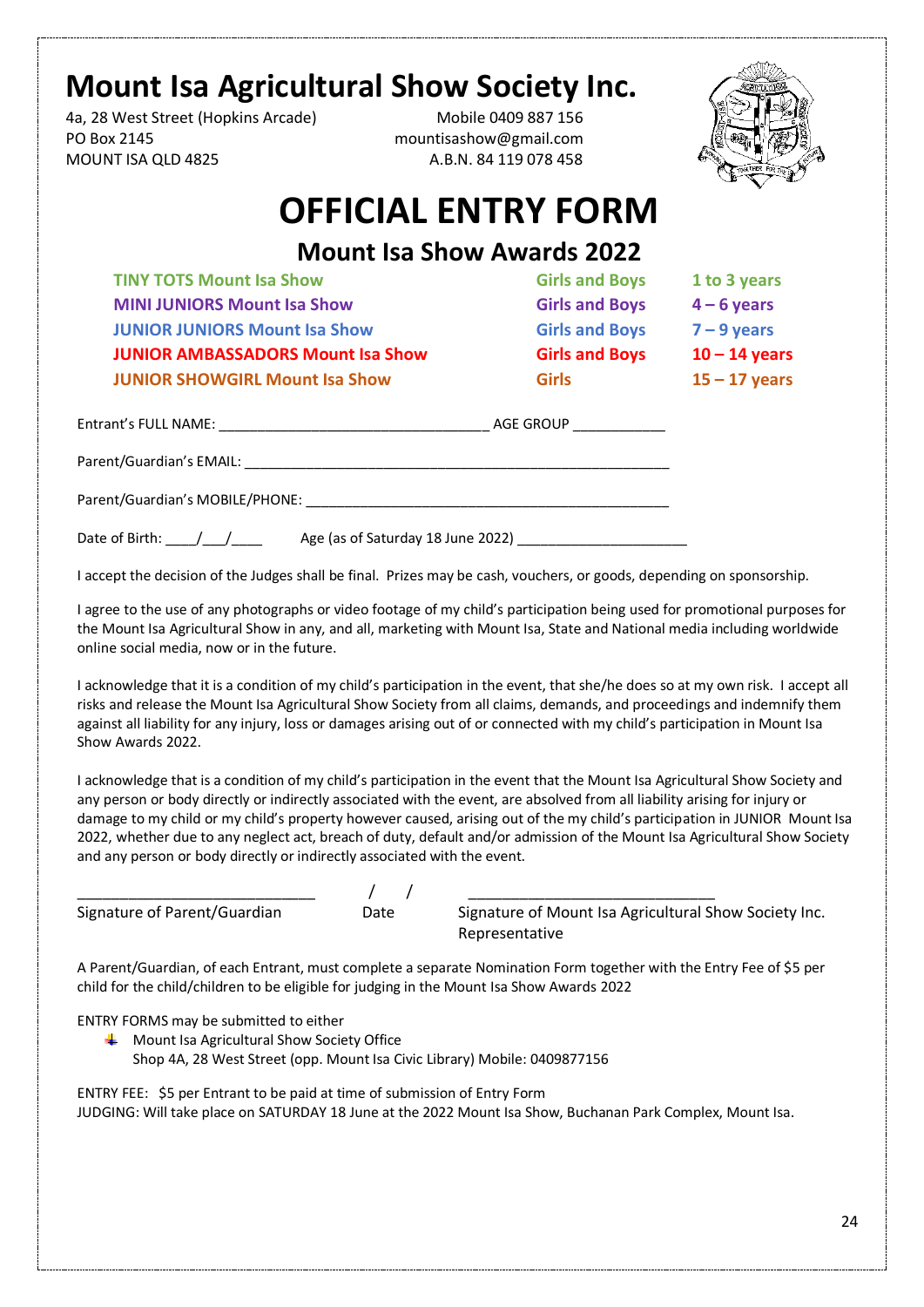# Mount Isa Agricultural Show Society Inc.

4a, 28 West Street (Hopkins Arcade)
PO Box 2145
MOUNT ISA QLD 4825

Mobile 0409 887 156
mountisashow@gmail.com
A.B.N. 84 119 078 458

# OFFICIAL ENTRY FORM

## Mount Isa Show Awards 2022

| | | |
|---|---|---|
| **TINY TOTS Mount Isa Show** | **Girls and Boys** | **1 to 3 years** |
| **MINI JUNIORS Mount Isa Show** | **Girls and Boys** | **4 – 6 years** |
| **JUNIOR JUNIORS Mount Isa Show** | **Girls and Boys** | **7 – 9 years** |
| **JUNIOR AMBASSADORS Mount Isa Show** | **Girls and Boys** | **10 – 14 years** |
| **JUNIOR SHOWGIRL Mount Isa Show** | **Girls** | **15 – 17 years** |

Entrant's FULL NAME: ________________________________ AGE GROUP ___________

Parent/Guardian's EMAIL: ________________________________________________________

Parent/Guardian's MOBILE/PHONE: _______________________________________________

Date of Birth: ____/___/____ Age (as of Saturday 18 June 2022) _____________________

I accept the decision of the Judges shall be final. Prizes may be cash, vouchers, or goods, depending on sponsorship.

I agree to the use of any photographs or video footage of my child's participation being used for promotional purposes for the Mount Isa Agricultural Show in any, and all, marketing with Mount Isa, State and National media including worldwide online social media, now or in the future.

I acknowledge that it is a condition of my child's participation in the event, that she/he does so at my own risk. I accept all risks and release the Mount Isa Agricultural Show Society from all claims, demands, and proceedings and indemnify them against all liability for any injury, loss or damages arising out of or connected with my child's participation in Mount Isa Show Awards 2022.

I acknowledge that is a condition of my child's participation in the event that the Mount Isa Agricultural Show Society and any person or body directly or indirectly associated with the event, are absolved from all liability arising for injury or damage to my child or my child's property however caused, arising out of the my child's participation in JUNIOR Mount Isa 2022, whether due to any neglect act, breach of duty, default and/or admission of the Mount Isa Agricultural Show Society and any person or body directly or indirectly associated with the event.

____________________________ / / ____________________________

Signature of Parent/Guardian Date Signature of Mount Isa Agricultural Show Society Inc. Representative

A Parent/Guardian, of each Entrant, must complete a separate Nomination Form together with the Entry Fee of $5 per child for the child/children to be eligible for judging in the Mount Isa Show Awards 2022

ENTRY FORMS may be submitted to either

- Mount Isa Agricultural Show Society Office
  Shop 4A, 28 West Street (opp. Mount Isa Civic Library) Mobile: 0409877156

ENTRY FEE: $5 per Entrant to be paid at time of submission of Entry Form
JUDGING: Will take place on SATURDAY 18 June at the 2022 Mount Isa Show, Buchanan Park Complex, Mount Isa.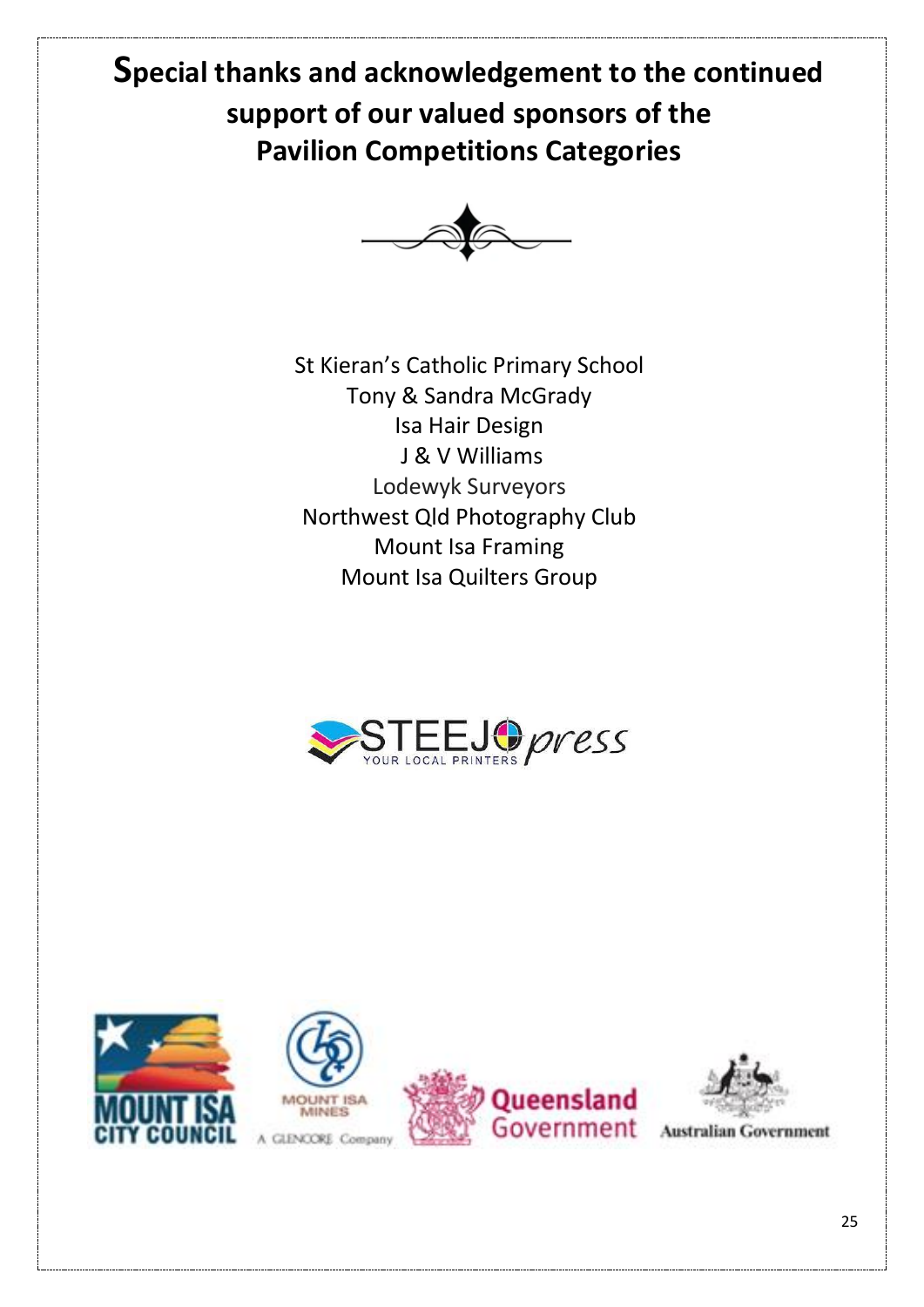# Special thanks and acknowledgement to the continued support of our valued sponsors of the Pavilion Competitions Categories

St Kieran's Catholic Primary School
Tony & Sandra McGrady
Isa Hair Design
J & V Williams
Lodewyk Surveyors
Northwest Qld Photography Club
Mount Isa Framing
Mount Isa Quilters Group